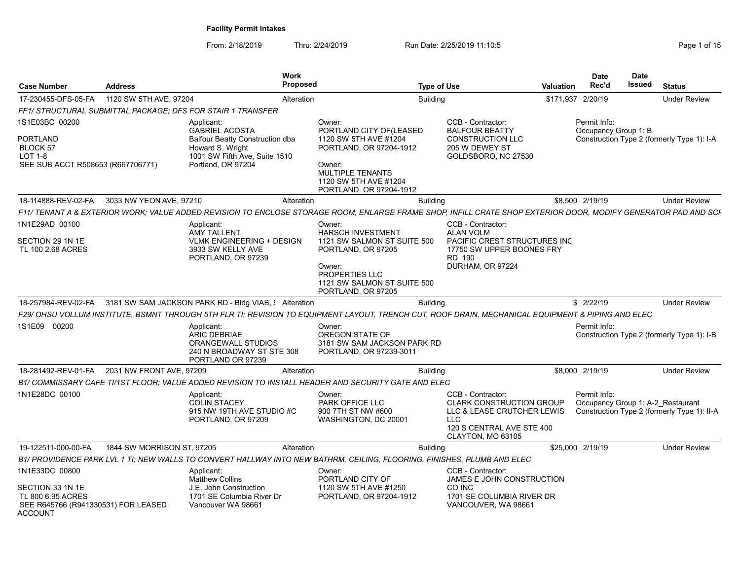# Facility Permit Intakes

From: 2/18/2019 Thru: 2/24/2019 Run Date: 2/25/2019 11:10:5

| Case Number | Address | Work Proposed | Type of Use | Valuation | Date Rec'd | Date Issued | Status |
|---|---|---|---|---|---|---|---|
| 17-230455-DFS-05-FA | 1120 SW 5TH AVE, 97204 | Alteration | Building | $171,937 | 2/20/19 | | Under Review |
| 18-114888-REV-02-FA | 3033 NW YEON AVE, 97210 | Alteration | Building | $8,500 | 2/19/19 | | Under Review |
| 18-257984-REV-02-FA | 3181 SW SAM JACKSON PARK RD - Bldg VIAB, ! | Alteration | Building | $ | 2/22/19 | | Under Review |
| 18-281492-REV-01-FA | 2031 NW FRONT AVE, 97209 | Alteration | Building | $8,000 | 2/19/19 | | Under Review |
| 19-122511-000-00-FA | 1844 SW MORRISON ST, 97205 | Alteration | Building | $25,000 | 2/19/19 | | Under Review |

## 17-230455-DFS-05-FA

*FF1/ STRUCTURAL SUBMITTAL PACKAGE; DFS FOR STAIR 1 TRANSFER*

1S1E03BC 00200

PORTLAND
BLOCK 57
LOT 1-8
SEE SUB ACCT R508653 (R667706771)

Applicant:
GABRIEL ACOSTA
Balfour Beatty Construction dba Howard S. Wright
1001 SW Fifth Ave, Suite 1510
Portland, OR 97204

Owner:
PORTLAND CITY OF(LEASED
1120 SW 5TH AVE #1204
PORTLAND, OR 97204-1912

Owner:
MULTIPLE TENANTS
1120 SW 5TH AVE #1204
PORTLAND, OR 97204-1912

CCB - Contractor:
BALFOUR BEATTY CONSTRUCTION LLC
205 W DEWEY ST
GOLDSBORO, NC 27530

Permit Info:
Occupancy Group 1: B
Construction Type 2 (formerly Type 1): I-A

## 18-114888-REV-02-FA

*F11/ TENANT A & EXTERIOR WORK; VALUE ADDED REVISION TO ENCLOSE STORAGE ROOM, ENLARGE FRAME SHOP, INFILL CRATE SHOP EXTERIOR DOOR, MODIFY GENERATOR PAD AND SCF*

1N1E29AD 00100

SECTION 29 1N 1E
TL 100 2.68 ACRES

Applicant:
AMY TALLENT
VLMK ENGINEERING + DESIGN
3933 SW KELLY AVE
PORTLAND, OR 97239

Owner:
HARSCH INVESTMENT
1121 SW SALMON ST SUITE 500
PORTLAND, OR 97205

Owner:
PROPERTIES LLC
1121 SW SALMON ST SUITE 500
PORTLAND, OR 97205

CCB - Contractor:
ALAN VOLM
PACIFIC CREST STRUCTURES INC
17750 SW UPPER BOONES FRY RD 190
DURHAM, OR 97224

## 18-257984-REV-02-FA

*F29/ OHSU VOLLUM INSTITUTE, BSMNT THROUGH 5TH FLR TI; REVISION TO EQUIPMENT LAYOUT, TRENCH CUT, ROOF DRAIN, MECHANICAL EQUIPMENT & PIPING AND ELEC*

1S1E09 00200

Applicant:
ARIC DEBRIAE
ORANGEWALL STUDIOS
240 N BROADWAY ST STE 308
PORTLAND OR 97239

Owner:
OREGON STATE OF
3181 SW SAM JACKSON PARK RD
PORTLAND, OR 97239-3011

Permit Info:
Construction Type 2 (formerly Type 1): I-B

## 18-281492-REV-01-FA

*B1/ COMMISSARY CAFE TI/1ST FLOOR; VALUE ADDED REVISION TO INSTALL HEADER AND SECURITY GATE AND ELEC*

1N1E28DC 00100

Applicant:
COLIN STACEY
915 NW 19TH AVE STUDIO #C
PORTLAND, OR 97209

Owner:
PARK OFFICE LLC
900 7TH ST NW #600
WASHINGTON, DC 20001

CCB - Contractor:
CLARK CONSTRUCTION GROUP LLC & LEASE CRUTCHER LEWIS LLC
120 S CENTRAL AVE STE 400
CLAYTON, MO 63105

Permit Info:
Occupancy Group 1: A-2_Restaurant
Construction Type 2 (formerly Type 1): II-A

## 19-122511-000-00-FA

*B1/ PROVIDENCE PARK LVL 1 TI; NEW WALLS TO CONVERT HALLWAY INTO NEW BATHRM, CEILING, FLOORING, FINISHES, PLUMB AND ELEC*

1N1E33DC 00800

SECTION 33 1N 1E
TL 800 6.95 ACRES
SEE R645766 (R941330531) FOR LEASED ACCOUNT

Applicant:
Matthew Collins
J.E. John Construction
1701 SE Columbia River Dr
Vancouver WA 98661

Owner:
PORTLAND CITY OF
1120 SW 5TH AVE #1250
PORTLAND, OR 97204-1912

CCB - Contractor:
JAMES E JOHN CONSTRUCTION CO INC
1701 SE COLUMBIA RIVER DR
VANCOUVER, WA 98661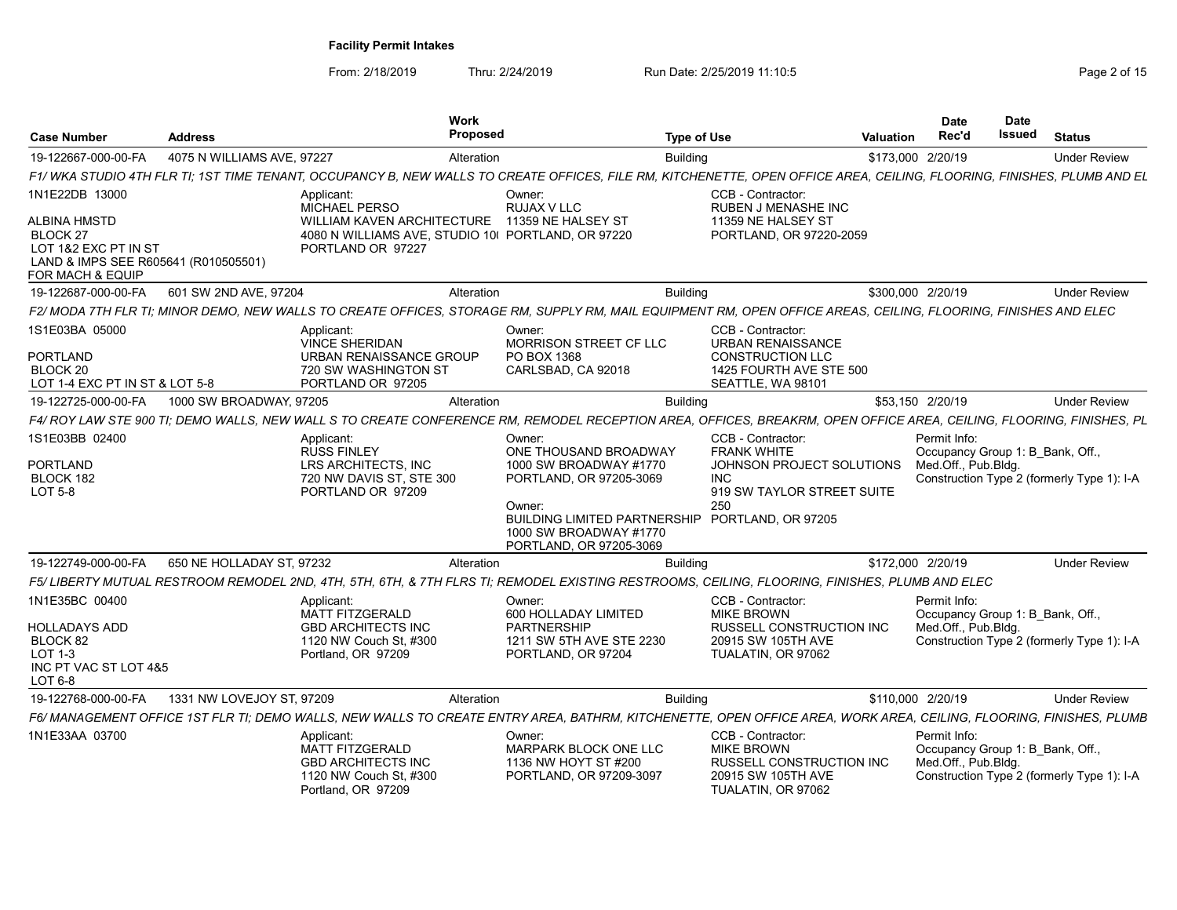**Facility Permit Intakes**

From: 2/18/2019 Thru: 2/24/2019 Run Date: 2/25/2019 11:10:5

| Case Number | Address | Work Proposed | Type of Use | Valuation | Date Rec'd | Date Issued | Status |
|---|---|---|---|---|---|---|---|
| 19-122667-000-00-FA | 4075 N WILLIAMS AVE, 97227 | Alteration | Building | $173,000 | 2/20/19 | | Under Review |

*F1/ WKA STUDIO 4TH FLR TI; 1ST TIME TENANT, OCCUPANCY B, NEW WALLS TO CREATE OFFICES, FILE RM, KITCHENETTE, OPEN OFFICE AREA, CEILING, FLOORING, FINISHES, PLUMB AND EL*

1N1E22DB 13000

ALBINA HMSTD
BLOCK 27
LOT 1&2 EXC PT IN ST
LAND & IMPS SEE R605641 (R010505501) FOR MACH & EQUIP

Applicant:
MICHAEL PERSO
WILLIAM KAVEN ARCHITECTURE
4080 N WILLIAMS AVE, STUDIO 10( PORTLAND OR 97227

Owner:
RUJAX V LLC
11359 NE HALSEY ST
PORTLAND, OR 97220

CCB - Contractor:
RUBEN J MENASHE INC
11359 NE HALSEY ST
PORTLAND, OR 97220-2059

---

| Case Number | Address | Work Proposed | Type of Use | Valuation | Date Rec'd | Date Issued | Status |
|---|---|---|---|---|---|---|---|
| 19-122687-000-00-FA | 601 SW 2ND AVE, 97204 | Alteration | Building | $300,000 | 2/20/19 | | Under Review |

*F2/ MODA 7TH FLR TI; MINOR DEMO, NEW WALLS TO CREATE OFFICES, STORAGE RM, SUPPLY RM, MAIL EQUIPMENT RM, OPEN OFFICE AREAS, CEILING, FLOORING, FINISHES AND ELEC*

1S1E03BA 05000

PORTLAND
BLOCK 20
LOT 1-4 EXC PT IN ST & LOT 5-8

Applicant:
VINCE SHERIDAN
URBAN RENAISSANCE GROUP
720 SW WASHINGTON ST
PORTLAND OR 97205

Owner:
MORRISON STREET CF LLC
PO BOX 1368
CARLSBAD, CA 92018

CCB - Contractor:
URBAN RENAISSANCE CONSTRUCTION LLC
1425 FOURTH AVE STE 500
SEATTLE, WA 98101

---

| Case Number | Address | Work Proposed | Type of Use | Valuation | Date Rec'd | Date Issued | Status |
|---|---|---|---|---|---|---|---|
| 19-122725-000-00-FA | 1000 SW BROADWAY, 97205 | Alteration | Building | $53,150 | 2/20/19 | | Under Review |

*F4/ ROY LAW STE 900 TI; DEMO WALLS, NEW WALL S TO CREATE CONFERENCE RM, REMODEL RECEPTION AREA, OFFICES, BREAKRM, OPEN OFFICE AREA, CEILING, FLOORING, FINISHES, PL*

1S1E03BB 02400

PORTLAND
BLOCK 182
LOT 5-8

Applicant:
RUSS FINLEY
LRS ARCHITECTS, INC
720 NW DAVIS ST, STE 300
PORTLAND OR 97209

Owner:
ONE THOUSAND BROADWAY
1000 SW BROADWAY #1770
PORTLAND, OR 97205-3069

Owner:
BUILDING LIMITED PARTNERSHIP
1000 SW BROADWAY #1770
PORTLAND, OR 97205-3069

CCB - Contractor:
FRANK WHITE
JOHNSON PROJECT SOLUTIONS INC
919 SW TAYLOR STREET SUITE 250
PORTLAND, OR 97205

Permit Info:
Occupancy Group 1: B_Bank, Off., Med.Off., Pub.Bldg.
Construction Type 2 (formerly Type 1): I-A

---

| Case Number | Address | Work Proposed | Type of Use | Valuation | Date Rec'd | Date Issued | Status |
|---|---|---|---|---|---|---|---|
| 19-122749-000-00-FA | 650 NE HOLLADAY ST, 97232 | Alteration | Building | $172,000 | 2/20/19 | | Under Review |

*F5/ LIBERTY MUTUAL RESTROOM REMODEL 2ND, 4TH, 5TH, 6TH, & 7TH FLRS TI; REMODEL EXISTING RESTROOMS, CEILING, FLOORING, FINISHES, PLUMB AND ELEC*

1N1E35BC 00400

HOLLADAYS ADD
BLOCK 82
LOT 1-3
INC PT VAC ST LOT 4&5
LOT 6-8

Applicant:
MATT FITZGERALD
GBD ARCHITECTS INC
1120 NW Couch St, #300
Portland, OR 97209

Owner:
600 HOLLADAY LIMITED PARTNERSHIP
1211 SW 5TH AVE STE 2230
PORTLAND, OR 97204

CCB - Contractor:
MIKE BROWN
RUSSELL CONSTRUCTION INC
20915 SW 105TH AVE
TUALATIN, OR 97062

Permit Info:
Occupancy Group 1: B_Bank, Off., Med.Off., Pub.Bldg.
Construction Type 2 (formerly Type 1): I-A

---

| Case Number | Address | Work Proposed | Type of Use | Valuation | Date Rec'd | Date Issued | Status |
|---|---|---|---|---|---|---|---|
| 19-122768-000-00-FA | 1331 NW LOVEJOY ST, 97209 | Alteration | Building | $110,000 | 2/20/19 | | Under Review |

*F6/ MANAGEMENT OFFICE 1ST FLR TI; DEMO WALLS, NEW WALLS TO CREATE ENTRY AREA, BATHRM, KITCHENETTE, OPEN OFFICE AREA, WORK AREA, CEILING, FLOORING, FINISHES, PLUMB*

1N1E33AA 03700

Applicant:
MATT FITZGERALD
GBD ARCHITECTS INC
1120 NW Couch St, #300
Portland, OR 97209

Owner:
MARPARK BLOCK ONE LLC
1136 NW HOYT ST #200
PORTLAND, OR 97209-3097

CCB - Contractor:
MIKE BROWN
RUSSELL CONSTRUCTION INC
20915 SW 105TH AVE
TUALATIN, OR 97062

Permit Info:
Occupancy Group 1: B_Bank, Off., Med.Off., Pub.Bldg.
Construction Type 2 (formerly Type 1): I-A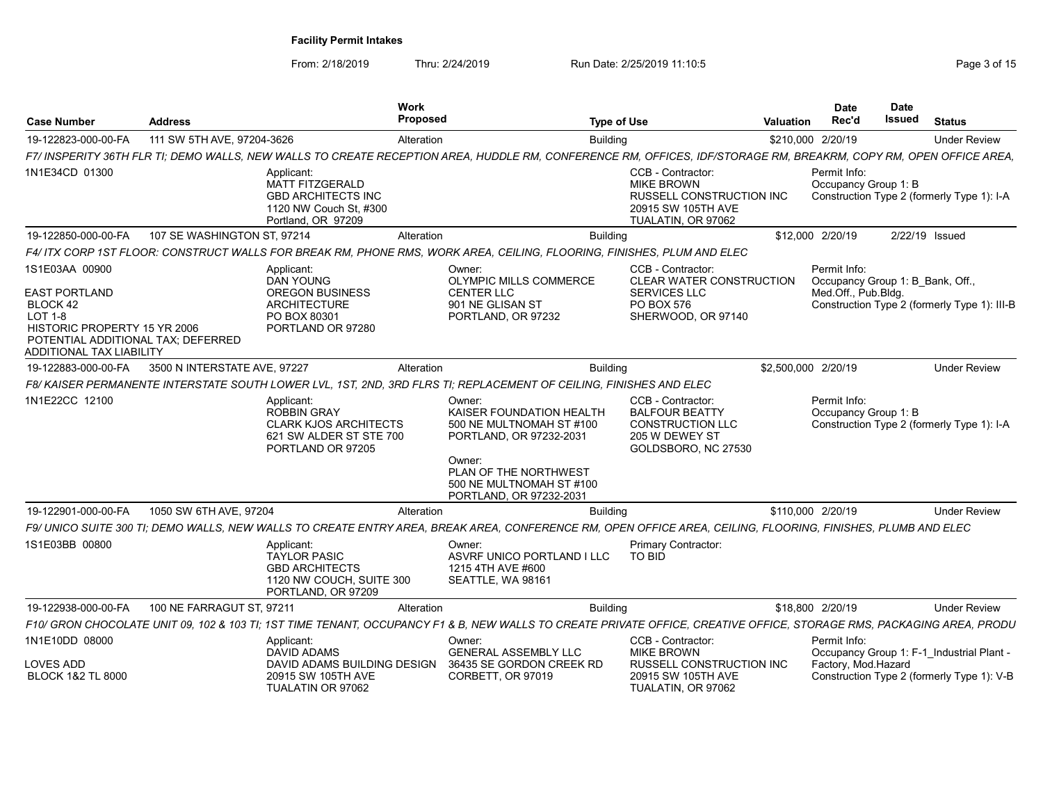**Facility Permit Intakes**

From: 2/18/2019 Thru: 2/24/2019 Run Date: 2/25/2019 11:10:5

| Case Number | Address | Work Proposed | Type of Use | Valuation | Date Rec'd | Date Issued | Status |
|---|---|---|---|---|---|---|---|
| 19-122823-000-00-FA | 111 SW 5TH AVE, 97204-3626 | Alteration | Building | $210,000 | 2/20/19 | | Under Review |

*F7/ INSPERITY 36TH FLR TI; DEMO WALLS, NEW WALLS TO CREATE RECEPTION AREA, HUDDLE RM, CONFERENCE RM, OFFICES, IDF/STORAGE RM, BREAKRM, COPY RM, OPEN OFFICE AREA,*

1N1E34CD 01300

Applicant: MATT FITZGERALD, GBD ARCHITECTS INC, 1120 NW Couch St, #300, Portland, OR 97209

CCB - Contractor: MIKE BROWN, RUSSELL CONSTRUCTION INC, 20915 SW 105TH AVE, TUALATIN, OR 97062

Permit Info: Occupancy Group 1: B; Construction Type 2 (formerly Type 1): I-A

| Case Number | Address | Work Proposed | Type of Use | Valuation | Date Rec'd | Date Issued | Status |
|---|---|---|---|---|---|---|---|
| 19-122850-000-00-FA | 107 SE WASHINGTON ST, 97214 | Alteration | Building | $12,000 | 2/20/19 | 2/22/19 | Issued |

*F4/ ITX CORP 1ST FLOOR: CONSTRUCT WALLS FOR BREAK RM, PHONE RMS, WORK AREA, CEILING, FLOORING, FINISHES, PLUM AND ELEC*

1S1E03AA 00900; EAST PORTLAND; BLOCK 42; LOT 1-8; HISTORIC PROPERTY 15 YR 2006; POTENTIAL ADDITIONAL TAX; DEFERRED ADDITIONAL TAX LIABILITY

Applicant: DAN YOUNG, OREGON BUSINESS ARCHITECTURE, PO BOX 80301, PORTLAND OR 97280

Owner: OLYMPIC MILLS COMMERCE CENTER LLC, 901 NE GLISAN ST, PORTLAND, OR 97232

CCB - Contractor: CLEAR WATER CONSTRUCTION SERVICES LLC, PO BOX 576, SHERWOOD, OR 97140

Permit Info: Occupancy Group 1: B_Bank, Off., Med.Off., Pub.Bldg.; Construction Type 2 (formerly Type 1): III-B

| Case Number | Address | Work Proposed | Type of Use | Valuation | Date Rec'd | Date Issued | Status |
|---|---|---|---|---|---|---|---|
| 19-122883-000-00-FA | 3500 N INTERSTATE AVE, 97227 | Alteration | Building | $2,500,000 | 2/20/19 | | Under Review |

*F8/ KAISER PERMANENTE INTERSTATE SOUTH LOWER LVL, 1ST, 2ND, 3RD FLRS TI; REPLACEMENT OF CEILING, FINISHES AND ELEC*

1N1E22CC 12100

Applicant: ROBBIN GRAY, CLARK KJOS ARCHITECTS, 621 SW ALDER ST STE 700, PORTLAND OR 97205

Owner: KAISER FOUNDATION HEALTH, 500 NE MULTNOMAH ST #100, PORTLAND, OR 97232-2031

Owner: PLAN OF THE NORTHWEST, 500 NE MULTNOMAH ST #100, PORTLAND, OR 97232-2031

CCB - Contractor: BALFOUR BEATTY CONSTRUCTION LLC, 205 W DEWEY ST, GOLDSBORO, NC 27530

Permit Info: Occupancy Group 1: B; Construction Type 2 (formerly Type 1): I-A

| Case Number | Address | Work Proposed | Type of Use | Valuation | Date Rec'd | Date Issued | Status |
|---|---|---|---|---|---|---|---|
| 19-122901-000-00-FA | 1050 SW 6TH AVE, 97204 | Alteration | Building | $110,000 | 2/20/19 | | Under Review |

*F9/ UNICO SUITE 300 TI; DEMO WALLS, NEW WALLS TO CREATE ENTRY AREA, BREAK AREA, CONFERENCE RM, OPEN OFFICE AREA, CEILING, FLOORING, FINISHES, PLUMB AND ELEC*

1S1E03BB 00800

Applicant: TAYLOR PASIC, GBD ARCHITECTS, 1120 NW COUCH, SUITE 300, PORTLAND, OR 97209

Owner: ASVRF UNICO PORTLAND I LLC, 1215 4TH AVE #600, SEATTLE, WA 98161

Primary Contractor: TO BID

| Case Number | Address | Work Proposed | Type of Use | Valuation | Date Rec'd | Date Issued | Status |
|---|---|---|---|---|---|---|---|
| 19-122938-000-00-FA | 100 NE FARRAGUT ST, 97211 | Alteration | Building | $18,800 | 2/20/19 | | Under Review |

*F10/ GRON CHOCOLATE UNIT 09, 102 & 103 TI; 1ST TIME TENANT, OCCUPANCY F1 & B, NEW WALLS TO CREATE PRIVATE OFFICE, CREATIVE OFFICE, STORAGE RMS, PACKAGING AREA, PRODU*

1N1E10DD 08000; LOVES ADD; BLOCK 1&2 TL 8000

Applicant: DAVID ADAMS, DAVID ADAMS BUILDING DESIGN, 20915 SW 105TH AVE, TUALATIN OR 97062

Owner: GENERAL ASSEMBLY LLC, 36435 SE GORDON CREEK RD, CORBETT, OR 97019

CCB - Contractor: MIKE BROWN, RUSSELL CONSTRUCTION INC, 20915 SW 105TH AVE, TUALATIN, OR 97062

Permit Info: Occupancy Group 1: F-1_Industrial Plant - Factory, Mod.Hazard; Construction Type 2 (formerly Type 1): V-B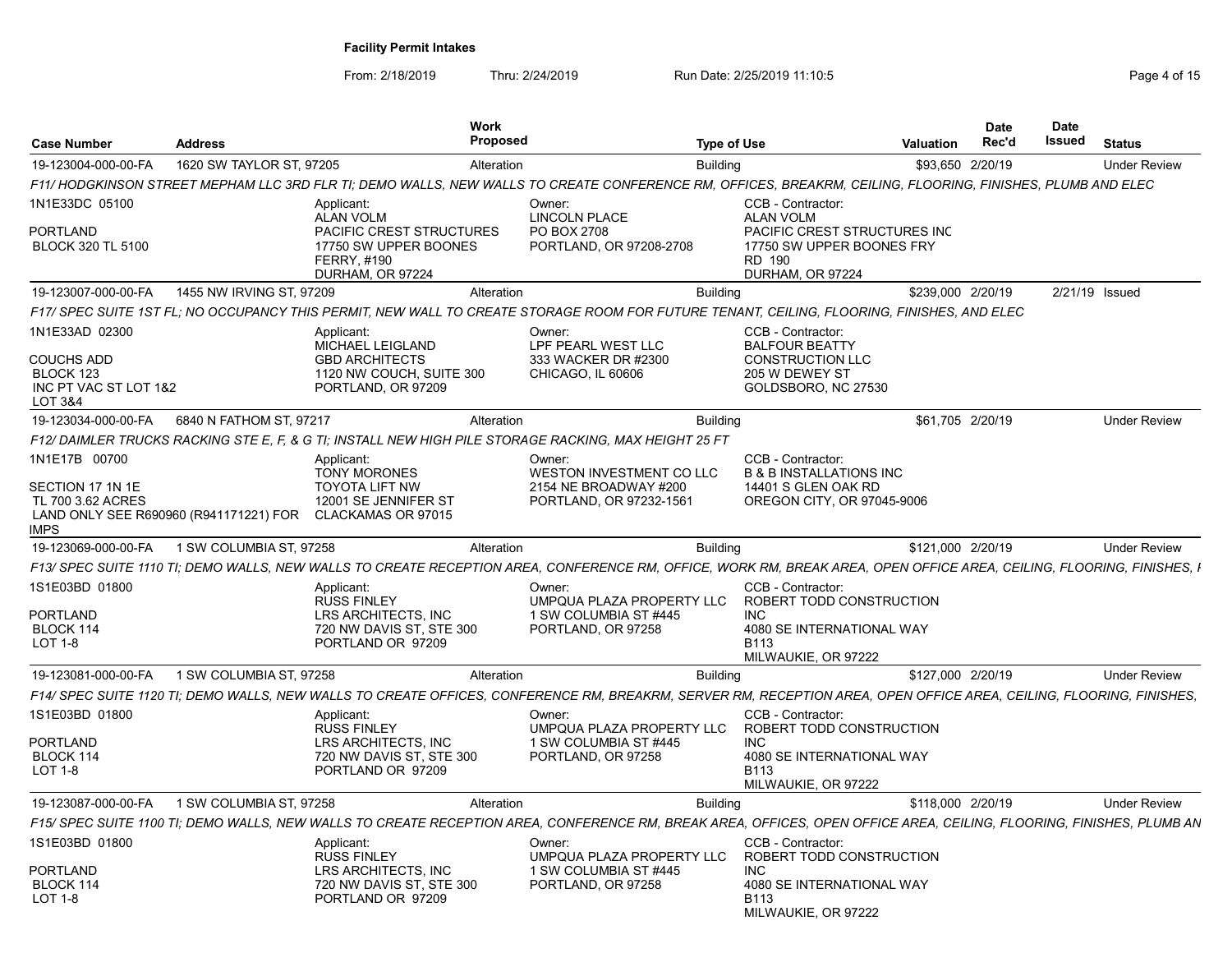# Facility Permit Intakes

From: 2/18/2019 Thru: 2/24/2019 Run Date: 2/25/2019 11:10:5

| Case Number | Address | Work Proposed | Type of Use | Valuation | Date Rec'd | Date Issued | Status |
|---|---|---|---|---|---|---|---|
| 19-123004-000-00-FA | 1620 SW TAYLOR ST, 97205 | Alteration | Building | $93,650 | 2/20/19 | | Under Review |

*F11/ HODGKINSON STREET MEPHAM LLC 3RD FLR TI; DEMO WALLS, NEW WALLS TO CREATE CONFERENCE RM, OFFICES, BREAKRM, CEILING, FLOORING, FINISHES, PLUMB AND ELEC*

1N1E33DC 05100
PORTLAND
BLOCK 320 TL 5100

Applicant: ALAN VOLM, PACIFIC CREST STRUCTURES, 17750 SW UPPER BOONES FERRY, #190, DURHAM, OR 97224

Owner: LINCOLN PLACE, PO BOX 2708, PORTLAND, OR 97208-2708

CCB - Contractor: ALAN VOLM, PACIFIC CREST STRUCTURES INC, 17750 SW UPPER BOONES FRY RD 190, DURHAM, OR 97224

| Case Number | Address | Work Proposed | Type of Use | Valuation | Date Rec'd | Date Issued | Status |
|---|---|---|---|---|---|---|---|
| 19-123007-000-00-FA | 1455 NW IRVING ST, 97209 | Alteration | Building | $239,000 | 2/20/19 | 2/21/19 | Issued |

*F17/ SPEC SUITE 1ST FL; NO OCCUPANCY THIS PERMIT, NEW WALL TO CREATE STORAGE ROOM FOR FUTURE TENANT, CEILING, FLOORING, FINISHES, AND ELEC*

1N1E33AD 02300
COUCHS ADD
BLOCK 123
INC PT VAC ST LOT 1&2
LOT 3&4

Applicant: MICHAEL LEIGLAND, GBD ARCHITECTS, 1120 NW COUCH, SUITE 300, PORTLAND, OR 97209

Owner: LPF PEARL WEST LLC, 333 WACKER DR #2300, CHICAGO, IL 60606

CCB - Contractor: BALFOUR BEATTY CONSTRUCTION LLC, 205 W DEWEY ST, GOLDSBORO, NC 27530

| Case Number | Address | Work Proposed | Type of Use | Valuation | Date Rec'd | Date Issued | Status |
|---|---|---|---|---|---|---|---|
| 19-123034-000-00-FA | 6840 N FATHOM ST, 97217 | Alteration | Building | $61,705 | 2/20/19 | | Under Review |

*F12/ DAIMLER TRUCKS RACKING STE E, F, & G TI; INSTALL NEW HIGH PILE STORAGE RACKING, MAX HEIGHT 25 FT*

1N1E17B 00700
SECTION 17 1N 1E
TL 700 3.62 ACRES
LAND ONLY SEE R690960 (R941171221) FOR IMPS

Applicant: TONY MORONES, TOYOTA LIFT NW, 12001 SE JENNIFER ST, CLACKAMAS OR 97015

Owner: WESTON INVESTMENT CO LLC, 2154 NE BROADWAY #200, PORTLAND, OR 97232-1561

CCB - Contractor: B & B INSTALLATIONS INC, 14401 S GLEN OAK RD, OREGON CITY, OR 97045-9006

| Case Number | Address | Work Proposed | Type of Use | Valuation | Date Rec'd | Date Issued | Status |
|---|---|---|---|---|---|---|---|
| 19-123069-000-00-FA | 1 SW COLUMBIA ST, 97258 | Alteration | Building | $121,000 | 2/20/19 | | Under Review |

*F13/ SPEC SUITE 1110 TI; DEMO WALLS, NEW WALLS TO CREATE RECEPTION AREA, CONFERENCE RM, OFFICE, WORK RM, BREAK AREA, OPEN OFFICE AREA, CEILING, FLOORING, FINISHES, I*

1S1E03BD 01800
PORTLAND
BLOCK 114
LOT 1-8

Applicant: RUSS FINLEY, LRS ARCHITECTS, INC, 720 NW DAVIS ST, STE 300, PORTLAND OR 97209

Owner: UMPQUA PLAZA PROPERTY LLC, 1 SW COLUMBIA ST #445, PORTLAND, OR 97258

CCB - Contractor: ROBERT TODD CONSTRUCTION INC, 4080 SE INTERNATIONAL WAY B113, MILWAUKIE, OR 97222

| Case Number | Address | Work Proposed | Type of Use | Valuation | Date Rec'd | Date Issued | Status |
|---|---|---|---|---|---|---|---|
| 19-123081-000-00-FA | 1 SW COLUMBIA ST, 97258 | Alteration | Building | $127,000 | 2/20/19 | | Under Review |

*F14/ SPEC SUITE 1120 TI; DEMO WALLS, NEW WALLS TO CREATE OFFICES, CONFERENCE RM, BREAKRM, SERVER RM, RECEPTION AREA, OPEN OFFICE AREA, CEILING, FLOORING, FINISHES,*

1S1E03BD 01800
PORTLAND
BLOCK 114
LOT 1-8

Applicant: RUSS FINLEY, LRS ARCHITECTS, INC, 720 NW DAVIS ST, STE 300, PORTLAND OR 97209

Owner: UMPQUA PLAZA PROPERTY LLC, 1 SW COLUMBIA ST #445, PORTLAND, OR 97258

CCB - Contractor: ROBERT TODD CONSTRUCTION INC, 4080 SE INTERNATIONAL WAY B113, MILWAUKIE, OR 97222

| Case Number | Address | Work Proposed | Type of Use | Valuation | Date Rec'd | Date Issued | Status |
|---|---|---|---|---|---|---|---|
| 19-123087-000-00-FA | 1 SW COLUMBIA ST, 97258 | Alteration | Building | $118,000 | 2/20/19 | | Under Review |

*F15/ SPEC SUITE 1100 TI; DEMO WALLS, NEW WALLS TO CREATE RECEPTION AREA, CONFERENCE RM, BREAK AREA, OFFICES, OPEN OFFICE AREA, CEILING, FLOORING, FINISHES, PLUMB AN*

1S1E03BD 01800
PORTLAND
BLOCK 114
LOT 1-8

Applicant: RUSS FINLEY, LRS ARCHITECTS, INC, 720 NW DAVIS ST, STE 300, PORTLAND OR 97209

Owner: UMPQUA PLAZA PROPERTY LLC, 1 SW COLUMBIA ST #445, PORTLAND, OR 97258

CCB - Contractor: ROBERT TODD CONSTRUCTION INC, 4080 SE INTERNATIONAL WAY B113, MILWAUKIE, OR 97222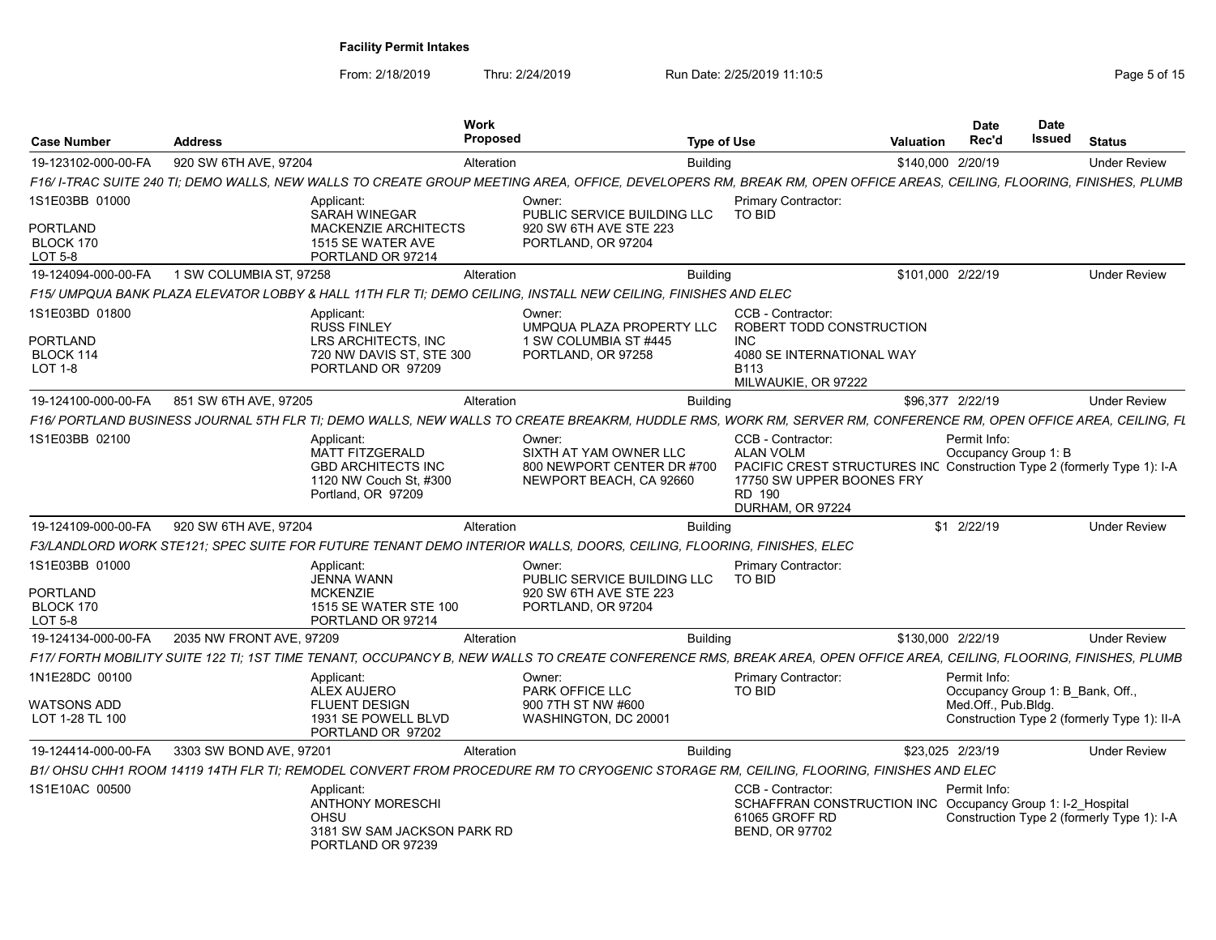**Facility Permit Intakes**

From: 2/18/2019 Thru: 2/24/2019 Run Date: 2/25/2019 11:10:5

| Case Number | Address | Work Proposed | Type of Use | Valuation | Date Rec'd | Date Issued | Status |
|---|---|---|---|---|---|---|---|
| 19-123102-000-00-FA | 920 SW 6TH AVE, 97204 | Alteration | Building | $140,000 | 2/20/19 | | Under Review |
| F16/ I-TRAC SUITE 240 TI; DEMO WALLS, NEW WALLS TO CREATE GROUP MEETING AREA, OFFICE, DEVELOPERS RM, BREAK RM, OPEN OFFICE AREAS, CEILING, FLOORING, FINISHES, PLUMB | | | | | | | |
| 1S1E03BB 01000<br>PORTLAND<br>BLOCK 170<br>LOT 5-8 | Applicant:<br>SARAH WINEGAR<br>MACKENZIE ARCHITECTS<br>1515 SE WATER AVE<br>PORTLAND OR 97214 | Owner:<br>PUBLIC SERVICE BUILDING LLC<br>920 SW 6TH AVE STE 223<br>PORTLAND, OR 97204 | Primary Contractor:<br>TO BID | | | | |
| 19-124094-000-00-FA | 1 SW COLUMBIA ST, 97258 | Alteration | Building | $101,000 | 2/22/19 | | Under Review |
| F15/ UMPQUA BANK PLAZA ELEVATOR LOBBY & HALL 11TH FLR TI; DEMO CEILING, INSTALL NEW CEILING, FINISHES AND ELEC | | | | | | | |
| 1S1E03BD 01800<br>PORTLAND<br>BLOCK 114<br>LOT 1-8 | Applicant:<br>RUSS FINLEY<br>LRS ARCHITECTS, INC<br>720 NW DAVIS ST, STE 300<br>PORTLAND OR 97209 | Owner:<br>UMPQUA PLAZA PROPERTY LLC<br>1 SW COLUMBIA ST #445<br>PORTLAND, OR 97258 | CCB - Contractor:<br>ROBERT TODD CONSTRUCTION INC<br>4080 SE INTERNATIONAL WAY B113<br>MILWAUKIE, OR 97222 | | | | |
| 19-124100-000-00-FA | 851 SW 6TH AVE, 97205 | Alteration | Building | $96,377 | 2/22/19 | | Under Review |
| F16/ PORTLAND BUSINESS JOURNAL 5TH FLR TI; DEMO WALLS, NEW WALLS TO CREATE BREAKRM, HUDDLE RMS, WORK RM, SERVER RM, CONFERENCE RM, OPEN OFFICE AREA, CEILING, FL | | | | | | | |
| 1S1E03BB 02100 | Applicant:<br>MATT FITZGERALD<br>GBD ARCHITECTS INC<br>1120 NW Couch St, #300<br>Portland, OR 97209 | Owner:<br>SIXTH AT YAM OWNER LLC<br>800 NEWPORT CENTER DR #700<br>NEWPORT BEACH, CA 92660 | CCB - Contractor:<br>ALAN VOLM<br>PACIFIC CREST STRUCTURES INC<br>17750 SW UPPER BOONES FRY RD 190<br>DURHAM, OR 97224 | Permit Info:<br>Occupancy Group 1: B<br>Construction Type 2 (formerly Type 1): I-A | | | |
| 19-124109-000-00-FA | 920 SW 6TH AVE, 97204 | Alteration | Building | $1 | 2/22/19 | | Under Review |
| F3/LANDLORD WORK STE121; SPEC SUITE FOR FUTURE TENANT DEMO INTERIOR WALLS, DOORS, CEILING, FLOORING, FINISHES, ELEC | | | | | | | |
| 1S1E03BB 01000<br>PORTLAND<br>BLOCK 170<br>LOT 5-8 | Applicant:<br>JENNA WANN<br>MCKENZIE<br>1515 SE WATER STE 100<br>PORTLAND OR 97214 | Owner:<br>PUBLIC SERVICE BUILDING LLC<br>920 SW 6TH AVE STE 223<br>PORTLAND, OR 97204 | Primary Contractor:<br>TO BID | | | | |
| 19-124134-000-00-FA | 2035 NW FRONT AVE, 97209 | Alteration | Building | $130,000 | 2/22/19 | | Under Review |
| F17/ FORTH MOBILITY SUITE 122 TI; 1ST TIME TENANT, OCCUPANCY B, NEW WALLS TO CREATE CONFERENCE RMS, BREAK AREA, OPEN OFFICE AREA, CEILING, FLOORING, FINISHES, PLUMB | | | | | | | |
| 1N1E28DC 00100<br>WATSONS ADD<br>LOT 1-28 TL 100 | Applicant:<br>ALEX AUJERO<br>FLUENT DESIGN<br>1931 SE POWELL BLVD<br>PORTLAND OR 97202 | Owner:<br>PARK OFFICE LLC<br>900 7TH ST NW #600<br>WASHINGTON, DC 20001 | Primary Contractor:<br>TO BID | Permit Info:<br>Occupancy Group 1: B_Bank, Off., Med.Off., Pub.Bldg.<br>Construction Type 2 (formerly Type 1): II-A | | | |
| 19-124414-000-00-FA | 3303 SW BOND AVE, 97201 | Alteration | Building | $23,025 | 2/23/19 | | Under Review |
| B1/ OHSU CHH1 ROOM 14119 14TH FLR TI; REMODEL CONVERT FROM PROCEDURE RM TO CRYOGENIC STORAGE RM, CEILING, FLOORING, FINISHES AND ELEC | | | | | | | |
| 1S1E10AC 00500 | Applicant:<br>ANTHONY MORESCHI<br>OHSU<br>3181 SW SAM JACKSON PARK RD<br>PORTLAND OR 97239 | | CCB - Contractor:<br>SCHAFFRAN CONSTRUCTION INC<br>61065 GROFF RD<br>BEND, OR 97702 | Permit Info:<br>Occupancy Group 1: I-2_Hospital<br>Construction Type 2 (formerly Type 1): I-A | | | |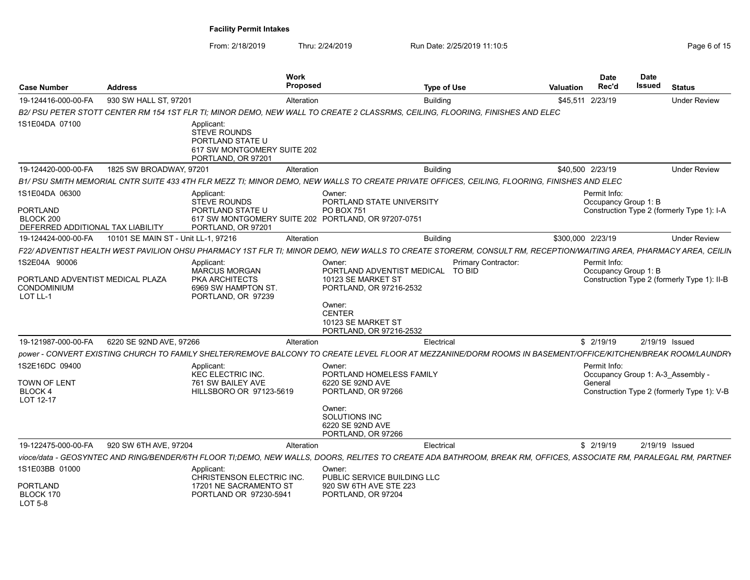**Facility Permit Intakes**

From: 2/18/2019 Thru: 2/24/2019 Run Date: 2/25/2019 11:10:5

| Case Number | Address | Work Proposed | Type of Use | Valuation | Date Rec'd | Date Issued | Status |
|---|---|---|---|---|---|---|---|
| 19-124416-000-00-FA | 930 SW HALL ST, 97201 | Alteration | Building | $45,511 | 2/23/19 | | Under Review |

*B2/ PSU PETER STOTT CENTER RM 154 1ST FLR TI; MINOR DEMO, NEW WALL TO CREATE 2 CLASSRMS, CEILING, FLOORING, FINISHES AND ELEC*

1S1E04DA 07100

Applicant: STEVE ROUNDS, PORTLAND STATE U, 617 SW MONTGOMERY SUITE 202, PORTLAND, OR 97201

| Case Number | Address | Work Proposed | Type of Use | Valuation | Date Rec'd | Date Issued | Status |
|---|---|---|---|---|---|---|---|
| 19-124420-000-00-FA | 1825 SW BROADWAY, 97201 | Alteration | Building | $40,500 | 2/23/19 | | Under Review |

*B1/ PSU SMITH MEMORIAL CNTR SUITE 433 4TH FLR MEZZ TI; MINOR DEMO, NEW WALLS TO CREATE PRIVATE OFFICES, CEILING, FLOORING, FINISHES AND ELEC*

1S1E04DA 06300
PORTLAND
BLOCK 200
DEFERRED ADDITIONAL TAX LIABILITY

Applicant: STEVE ROUNDS, PORTLAND STATE U, 617 SW MONTGOMERY SUITE 202, PORTLAND, OR 97201

Owner: PORTLAND STATE UNIVERSITY, PO BOX 751, PORTLAND, OR 97207-0751

Permit Info: Occupancy Group 1: B; Construction Type 2 (formerly Type 1): I-A

| Case Number | Address | Work Proposed | Type of Use | Valuation | Date Rec'd | Date Issued | Status |
|---|---|---|---|---|---|---|---|
| 19-124424-000-00-FA | 10101 SE MAIN ST - Unit LL-1, 97216 | Alteration | Building | $300,000 | 2/23/19 | | Under Review |

*F22/ ADVENTIST HEALTH WEST PAVILION OHSU PHARMACY 1ST FLR TI; MINOR DEMO, NEW WALLS TO CREATE STORERM, CONSULT RM, RECEPTION/WAITING AREA, PHARMACY AREA, CEILIN*

1S2E04A 90006
PORTLAND ADVENTIST MEDICAL PLAZA CONDOMINIUM
LOT LL-1

Applicant: MARCUS MORGAN, PKA ARCHITECTS, 6969 SW HAMPTON ST., PORTLAND, OR 97239

Owner: PORTLAND ADVENTIST MEDICAL, 10123 SE MARKET ST, PORTLAND, OR 97216-2532

Owner: CENTER, 10123 SE MARKET ST, PORTLAND, OR 97216-2532

Primary Contractor: TO BID

Permit Info: Occupancy Group 1: B; Construction Type 2 (formerly Type 1): II-B

| Case Number | Address | Work Proposed | Type of Use | Valuation | Date Rec'd | Date Issued | Status |
|---|---|---|---|---|---|---|---|
| 19-121987-000-00-FA | 6220 SE 92ND AVE, 97266 | Alteration | Electrical | $ | 2/19/19 | 2/19/19 | Issued |

*power - CONVERT EXISTING CHURCH TO FAMILY SHELTER/REMOVE BALCONY TO CREATE LEVEL FLOOR AT MEZZANINE/DORM ROOMS IN BASEMENT/OFFICE/KITCHEN/BREAK ROOM/LAUNDRY*

1S2E16DC 09400
TOWN OF LENT
BLOCK 4
LOT 12-17

Applicant: KEC ELECTRIC INC., 761 SW BAILEY AVE, HILLSBORO OR 97123-5619

Owner: PORTLAND HOMELESS FAMILY, 6220 SE 92ND AVE, PORTLAND, OR 97266

Owner: SOLUTIONS INC, 6220 SE 92ND AVE, PORTLAND, OR 97266

Permit Info: Occupancy Group 1: A-3_Assembly - General; Construction Type 2 (formerly Type 1): V-B

| Case Number | Address | Work Proposed | Type of Use | Valuation | Date Rec'd | Date Issued | Status |
|---|---|---|---|---|---|---|---|
| 19-122475-000-00-FA | 920 SW 6TH AVE, 97204 | Alteration | Electrical | $ | 2/19/19 | 2/19/19 | Issued |

*vioce/data - GEOSYNTEC AND RING/BENDER/6TH FLOOR TI;DEMO, NEW WALLS, DOORS, RELITES TO CREATE ADA BATHROOM, BREAK RM, OFFICES, ASSOCIATE RM, PARALEGAL RM, PARTNEF*

1S1E03BB 01000
PORTLAND
BLOCK 170
LOT 5-8

Applicant: CHRISTENSON ELECTRIC INC., 17201 NE SACRAMENTO ST, PORTLAND OR 97230-5941

Owner: PUBLIC SERVICE BUILDING LLC, 920 SW 6TH AVE STE 223, PORTLAND, OR 97204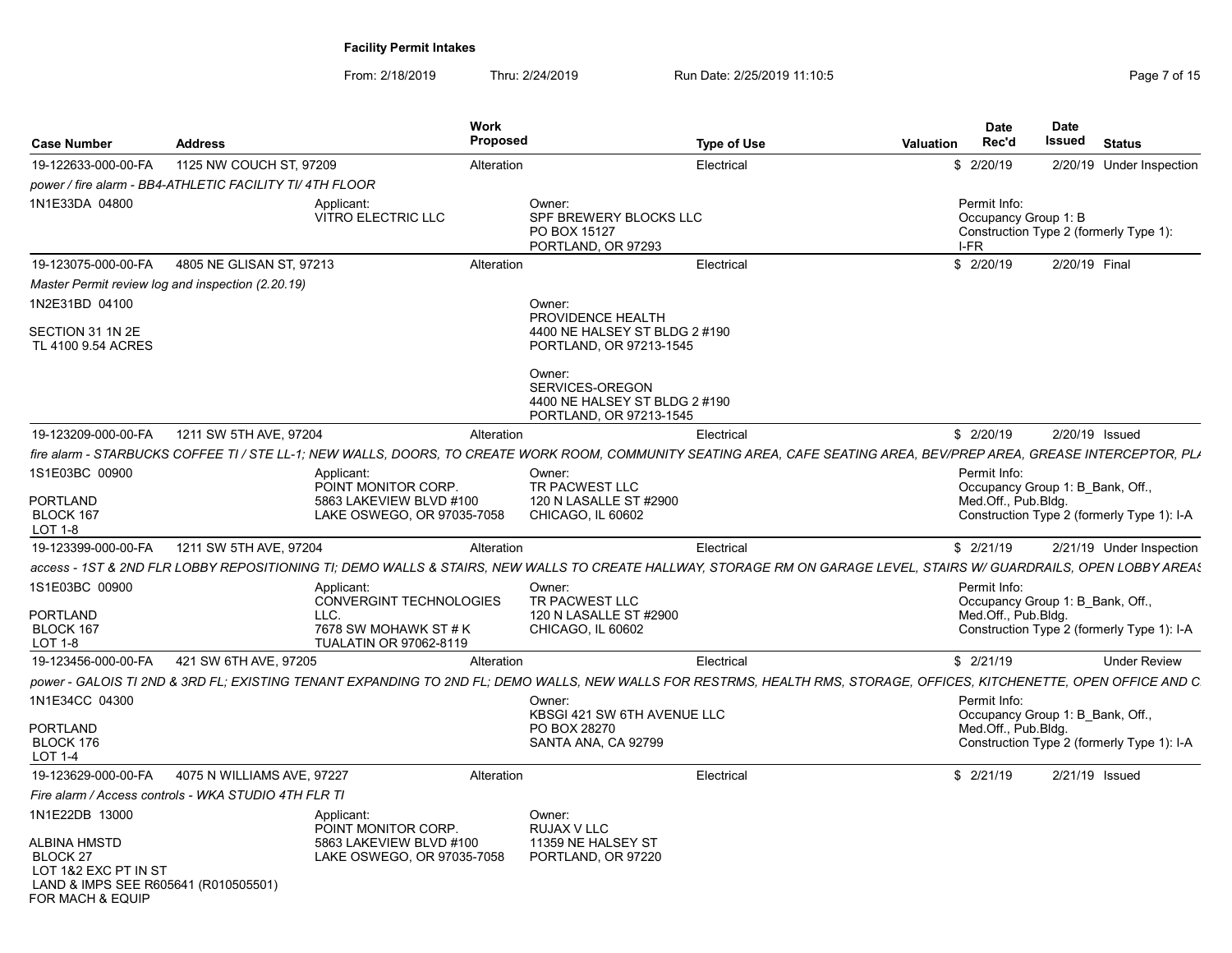**Facility Permit Intakes**

From: 2/18/2019 Thru: 2/24/2019 Run Date: 2/25/2019 11:10:5

| Case Number | Address | Work Proposed | Type of Use | Valuation | Date Rec'd | Date Issued | Status |
|---|---|---|---|---|---|---|---|
| 19-122633-000-00-FA | 1125 NW COUCH ST, 97209 | Alteration | Electrical | $ | 2/20/19 | 2/20/19 | Under Inspection |
| *power / fire alarm - BB4-ATHLETIC FACILITY TI/ 4TH FLOOR* | | | | | | | |
| 1N1E33DA 04800 | Applicant: VITRO ELECTRIC LLC | | Owner: SPF BREWERY BLOCKS LLC PO BOX 15127 PORTLAND, OR 97293 | | Permit Info: Occupancy Group 1: B Construction Type 2 (formerly Type 1): I-FR | | |
| 19-123075-000-00-FA | 4805 NE GLISAN ST, 97213 | Alteration | Electrical | $ | 2/20/19 | 2/20/19 | Final |
| *Master Permit review log and inspection (2.20.19)* | | | | | | | |
| 1N2E31BD 04100 SECTION 31 1N 2E TL 4100 9.54 ACRES | | | Owner: PROVIDENCE HEALTH 4400 NE HALSEY ST BLDG 2 #190 PORTLAND, OR 97213-1545 Owner: SERVICES-OREGON 4400 NE HALSEY ST BLDG 2 #190 PORTLAND, OR 97213-1545 | | | | |
| 19-123209-000-00-FA | 1211 SW 5TH AVE, 97204 | Alteration | Electrical | $ | 2/20/19 | 2/20/19 | Issued |
| *fire alarm - STARBUCKS COFFEE TI / STE LL-1; NEW WALLS, DOORS, TO CREATE WORK ROOM, COMMUNITY SEATING AREA, CAFE SEATING AREA, BEV/PREP AREA, GREASE INTERCEPTOR, PLA* | | | | | | | |
| 1S1E03BC 00900 PORTLAND BLOCK 167 LOT 1-8 | Applicant: POINT MONITOR CORP. 5863 LAKEVIEW BLVD #100 LAKE OSWEGO, OR 97035-7058 | | Owner: TR PACWEST LLC 120 N LASALLE ST #2900 CHICAGO, IL 60602 | | Permit Info: Occupancy Group 1: B_Bank, Off., Med.Off., Pub.Bldg. Construction Type 2 (formerly Type 1): I-A | | |
| 19-123399-000-00-FA | 1211 SW 5TH AVE, 97204 | Alteration | Electrical | $ | 2/21/19 | 2/21/19 | Under Inspection |
| *access - 1ST & 2ND FLR LOBBY REPOSITIONING TI; DEMO WALLS & STAIRS, NEW WALLS TO CREATE HALLWAY, STORAGE RM ON GARAGE LEVEL, STAIRS W/ GUARDRAILS, OPEN LOBBY AREAS* | | | | | | | |
| 1S1E03BC 00900 PORTLAND BLOCK 167 LOT 1-8 | Applicant: CONVERGINT TECHNOLOGIES LLC. 7678 SW MOHAWK ST # K TUALATIN OR 97062-8119 | | Owner: TR PACWEST LLC 120 N LASALLE ST #2900 CHICAGO, IL 60602 | | Permit Info: Occupancy Group 1: B_Bank, Off., Med.Off., Pub.Bldg. Construction Type 2 (formerly Type 1): I-A | | |
| 19-123456-000-00-FA | 421 SW 6TH AVE, 97205 | Alteration | Electrical | $ | 2/21/19 | | Under Review |
| *power - GALOIS TI 2ND & 3RD FL; EXISTING TENANT EXPANDING TO 2ND FL; DEMO WALLS, NEW WALLS FOR RESTRMS, HEALTH RMS, STORAGE, OFFICES, KITCHENETTE, OPEN OFFICE AND C* | | | | | | | |
| 1N1E34CC 04300 PORTLAND BLOCK 176 LOT 1-4 | | | Owner: KBSGI 421 SW 6TH AVENUE LLC PO BOX 28270 SANTA ANA, CA 92799 | | Permit Info: Occupancy Group 1: B_Bank, Off., Med.Off., Pub.Bldg. Construction Type 2 (formerly Type 1): I-A | | |
| 19-123629-000-00-FA | 4075 N WILLIAMS AVE, 97227 | Alteration | Electrical | $ | 2/21/19 | 2/21/19 | Issued |
| *Fire alarm / Access controls - WKA STUDIO 4TH FLR TI* | | | | | | | |
| 1N1E22DB 13000 ALBINA HMSTD BLOCK 27 LOT 1&2 EXC PT IN ST LAND & IMPS SEE R605641 (R010505501) FOR MACH & EQUIP | Applicant: POINT MONITOR CORP. 5863 LAKEVIEW BLVD #100 LAKE OSWEGO, OR 97035-7058 | | Owner: RUJAX V LLC 11359 NE HALSEY ST PORTLAND, OR 97220 | | | | |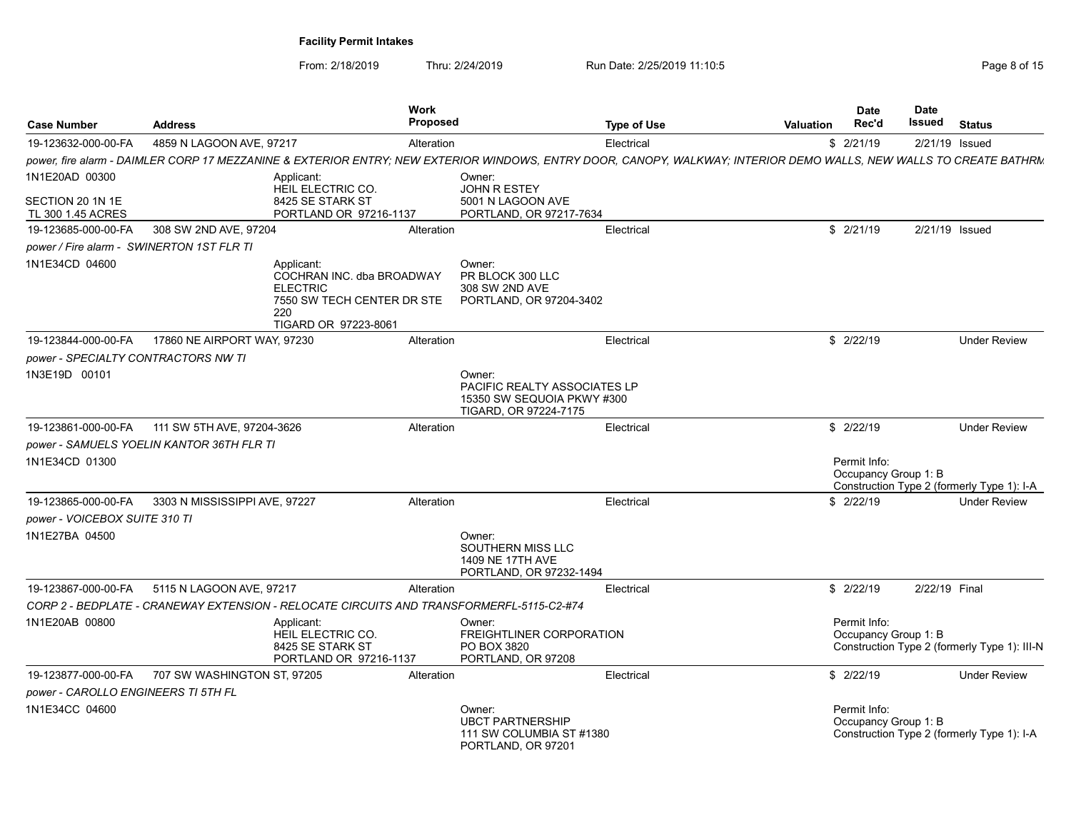# Facility Permit Intakes

From: 2/18/2019 Thru: 2/24/2019 Run Date: 2/25/2019 11:10:5

| Case Number | Address | Work Proposed | Type of Use | Valuation | Date Rec'd | Date Issued | Status |
|---|---|---|---|---|---|---|---|
| 19-123632-000-00-FA | 4859 N LAGOON AVE, 97217 | Alteration | Electrical | $ | 2/21/19 | 2/21/19 | Issued |

*power, fire alarm - DAIMLER CORP 17 MEZZANINE & EXTERIOR ENTRY; NEW EXTERIOR WINDOWS, ENTRY DOOR, CANOPY, WALKWAY; INTERIOR DEMO WALLS, NEW WALLS TO CREATE BATHRM*

1N1E20AD 00300
SECTION 20 1N 1E
TL 300 1.45 ACRES

Applicant:
HEIL ELECTRIC CO.
8425 SE STARK ST
PORTLAND OR 97216-1137

Owner:
JOHN R ESTEY
5001 N LAGOON AVE
PORTLAND, OR 97217-7634

| Case Number | Address | Work Proposed | Type of Use | Valuation | Date Rec'd | Date Issued | Status |
|---|---|---|---|---|---|---|---|
| 19-123685-000-00-FA | 308 SW 2ND AVE, 97204 | Alteration | Electrical | $ | 2/21/19 | 2/21/19 | Issued |

*power / Fire alarm - SWINERTON 1ST FLR TI*

1N1E34CD 04600

Applicant:
COCHRAN INC. dba BROADWAY ELECTRIC
7550 SW TECH CENTER DR STE 220
TIGARD OR 97223-8061

Owner:
PR BLOCK 300 LLC
308 SW 2ND AVE
PORTLAND, OR 97204-3402

| Case Number | Address | Work Proposed | Type of Use | Valuation | Date Rec'd | Date Issued | Status |
|---|---|---|---|---|---|---|---|
| 19-123844-000-00-FA | 17860 NE AIRPORT WAY, 97230 | Alteration | Electrical | $ | 2/22/19 | | Under Review |

*power - SPECIALTY CONTRACTORS NW TI*

1N3E19D 00101

Owner:
PACIFIC REALTY ASSOCIATES LP
15350 SW SEQUOIA PKWY #300
TIGARD, OR 97224-7175

| Case Number | Address | Work Proposed | Type of Use | Valuation | Date Rec'd | Date Issued | Status |
|---|---|---|---|---|---|---|---|
| 19-123861-000-00-FA | 111 SW 5TH AVE, 97204-3626 | Alteration | Electrical | $ | 2/22/19 | | Under Review |

*power - SAMUELS YOELIN KANTOR 36TH FLR TI*

1N1E34CD 01300

Permit Info:
Occupancy Group 1: B
Construction Type 2 (formerly Type 1): I-A

| Case Number | Address | Work Proposed | Type of Use | Valuation | Date Rec'd | Date Issued | Status |
|---|---|---|---|---|---|---|---|
| 19-123865-000-00-FA | 3303 N MISSISSIPPI AVE, 97227 | Alteration | Electrical | $ | 2/22/19 | | Under Review |

*power - VOICEBOX SUITE 310 TI*

1N1E27BA 04500

Owner:
SOUTHERN MISS LLC
1409 NE 17TH AVE
PORTLAND, OR 97232-1494

| Case Number | Address | Work Proposed | Type of Use | Valuation | Date Rec'd | Date Issued | Status |
|---|---|---|---|---|---|---|---|
| 19-123867-000-00-FA | 5115 N LAGOON AVE, 97217 | Alteration | Electrical | $ | 2/22/19 | 2/22/19 | Final |

*CORP 2 - BEDPLATE - CRANEWAY EXTENSION - RELOCATE CIRCUITS AND TRANSFORMERFL-5115-C2-#74*

1N1E20AB 00800

Applicant:
HEIL ELECTRIC CO.
8425 SE STARK ST
PORTLAND OR 97216-1137

Owner:
FREIGHTLINER CORPORATION
PO BOX 3820
PORTLAND, OR 97208

Permit Info:
Occupancy Group 1: B
Construction Type 2 (formerly Type 1): III-N

| Case Number | Address | Work Proposed | Type of Use | Valuation | Date Rec'd | Date Issued | Status |
|---|---|---|---|---|---|---|---|
| 19-123877-000-00-FA | 707 SW WASHINGTON ST, 97205 | Alteration | Electrical | $ | 2/22/19 | | Under Review |

*power - CAROLLO ENGINEERS TI 5TH FL*

1N1E34CC 04600

Owner:
UBCT PARTNERSHIP
111 SW COLUMBIA ST #1380
PORTLAND, OR 97201

Permit Info:
Occupancy Group 1: B
Construction Type 2 (formerly Type 1): I-A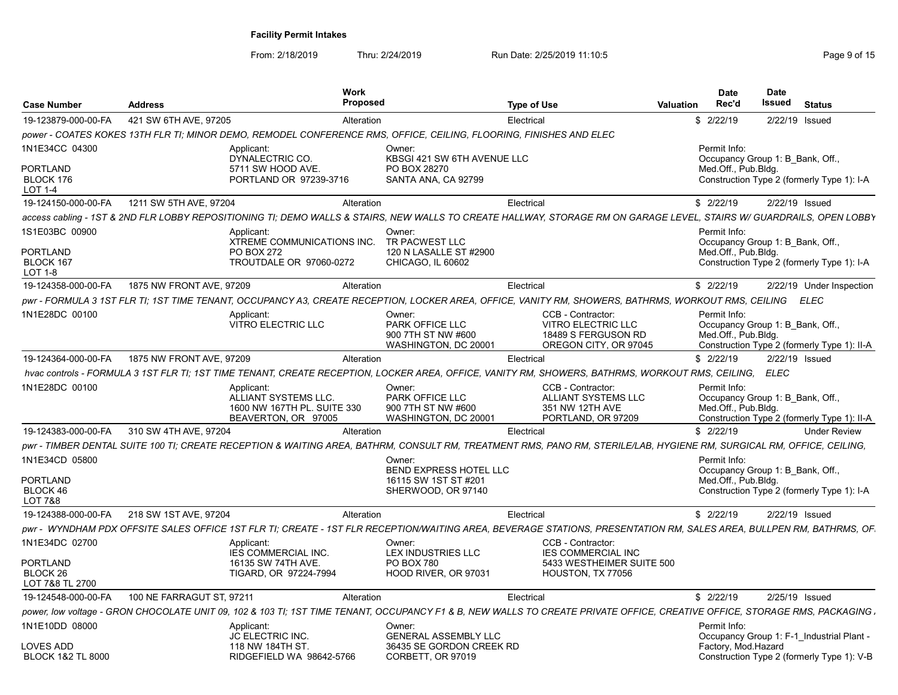## Facility Permit Intakes

From: 2/18/2019 Thru: 2/24/2019 Run Date: 2/25/2019 11:10:5

| Case Number | Address | Work Proposed | Type of Use | Valuation | Date Rec'd | Date Issued | Status |
|---|---|---|---|---|---|---|---|
| 19-123879-000-00-FA | 421 SW 6TH AVE, 97205 | Alteration | Electrical | $ | 2/22/19 | 2/22/19 | Issued |

*power - COATES KOKES 13TH FLR TI; MINOR DEMO, REMODEL CONFERENCE RMS, OFFICE, CEILING, FLOORING, FINISHES AND ELEC*

1N1E34CC 04300
PORTLAND
BLOCK 176
LOT 1-4

Applicant: DYNALECTRIC CO. 5711 SW HOOD AVE. PORTLAND OR 97239-3716

Owner: KBSGI 421 SW 6TH AVENUE LLC PO BOX 28270 SANTA ANA, CA 92799

Permit Info: Occupancy Group 1: B_Bank, Off., Med.Off., Pub.Bldg. Construction Type 2 (formerly Type 1): I-A

| Case Number | Address | Work Proposed | Type of Use | Valuation | Date Rec'd | Date Issued | Status |
|---|---|---|---|---|---|---|---|
| 19-124150-000-00-FA | 1211 SW 5TH AVE, 97204 | Alteration | Electrical | $ | 2/22/19 | 2/22/19 | Issued |

*access cabling - 1ST & 2ND FLR LOBBY REPOSITIONING TI; DEMO WALLS & STAIRS, NEW WALLS TO CREATE HALLWAY, STORAGE RM ON GARAGE LEVEL, STAIRS W/ GUARDRAILS, OPEN LOBBY*

1S1E03BC 00900
PORTLAND
BLOCK 167
LOT 1-8

Applicant: XTREME COMMUNICATIONS INC. PO BOX 272 TROUTDALE OR 97060-0272

Owner: TR PACWEST LLC 120 N LASALLE ST #2900 CHICAGO, IL 60602

Permit Info: Occupancy Group 1: B_Bank, Off., Med.Off., Pub.Bldg. Construction Type 2 (formerly Type 1): I-A

| Case Number | Address | Work Proposed | Type of Use | Valuation | Date Rec'd | Date Issued | Status |
|---|---|---|---|---|---|---|---|
| 19-124358-000-00-FA | 1875 NW FRONT AVE, 97209 | Alteration | Electrical | $ | 2/22/19 | 2/22/19 | Under Inspection |

*pwr - FORMULA 3 1ST FLR TI; 1ST TIME TENANT, OCCUPANCY A3, CREATE RECEPTION, LOCKER AREA, OFFICE, VANITY RM, SHOWERS, BATHRMS, WORKOUT RMS, CEILING ELEC*

1N1E28DC 00100

Applicant: VITRO ELECTRIC LLC

Owner: PARK OFFICE LLC 900 7TH ST NW #600 WASHINGTON, DC 20001

CCB - Contractor: VITRO ELECTRIC LLC 18489 S FERGUSON RD OREGON CITY, OR 97045

Permit Info: Occupancy Group 1: B_Bank, Off., Med.Off., Pub.Bldg. Construction Type 2 (formerly Type 1): II-A

| Case Number | Address | Work Proposed | Type of Use | Valuation | Date Rec'd | Date Issued | Status |
|---|---|---|---|---|---|---|---|
| 19-124364-000-00-FA | 1875 NW FRONT AVE, 97209 | Alteration | Electrical | $ | 2/22/19 | 2/22/19 | Issued |

*hvac controls - FORMULA 3 1ST FLR TI; 1ST TIME TENANT, CREATE RECEPTION, LOCKER AREA, OFFICE, VANITY RM, SHOWERS, BATHRMS, WORKOUT RMS, CEILING, ELEC*

1N1E28DC 00100

Applicant: ALLIANT SYSTEMS LLC. 1600 NW 167TH PL. SUITE 330 BEAVERTON, OR 97005

Owner: PARK OFFICE LLC 900 7TH ST NW #600 WASHINGTON, DC 20001

CCB - Contractor: ALLIANT SYSTEMS LLC 351 NW 12TH AVE PORTLAND, OR 97209

Permit Info: Occupancy Group 1: B_Bank, Off., Med.Off., Pub.Bldg. Construction Type 2 (formerly Type 1): II-A

| Case Number | Address | Work Proposed | Type of Use | Valuation | Date Rec'd | Date Issued | Status |
|---|---|---|---|---|---|---|---|
| 19-124383-000-00-FA | 310 SW 4TH AVE, 97204 | Alteration | Electrical | $ | 2/22/19 | | Under Review |

*pwr - TIMBER DENTAL SUITE 100 TI; CREATE RECEPTION & WAITING AREA, BATHRM, CONSULT RM, TREATMENT RMS, PANO RM, STERILE/LAB, HYGIENE RM, SURGICAL RM, OFFICE, CEILING,*

1N1E34CD 05800
PORTLAND
BLOCK 46
LOT 7&8

Owner: BEND EXPRESS HOTEL LLC 16115 SW 1ST ST #201 SHERWOOD, OR 97140

Permit Info: Occupancy Group 1: B_Bank, Off., Med.Off., Pub.Bldg. Construction Type 2 (formerly Type 1): I-A

| Case Number | Address | Work Proposed | Type of Use | Valuation | Date Rec'd | Date Issued | Status |
|---|---|---|---|---|---|---|---|
| 19-124388-000-00-FA | 218 SW 1ST AVE, 97204 | Alteration | Electrical | $ | 2/22/19 | 2/22/19 | Issued |

*pwr - WYNDHAM PDX OFFSITE SALES OFFICE 1ST FLR TI; CREATE - 1ST FLR RECEPTION/WAITING AREA, BEVERAGE STATIONS, PRESENTATION RM, SALES AREA, BULLPEN RM, BATHRMS, OF*

1N1E34DC 02700
PORTLAND
BLOCK 26
LOT 7&8 TL 2700

Applicant: IES COMMERCIAL INC. 16135 SW 74TH AVE. TIGARD, OR 97224-7994

Owner: LEX INDUSTRIES LLC PO BOX 780 HOOD RIVER, OR 97031

CCB - Contractor: IES COMMERCIAL INC 5433 WESTHEIMER SUITE 500 HOUSTON, TX 77056

| Case Number | Address | Work Proposed | Type of Use | Valuation | Date Rec'd | Date Issued | Status |
|---|---|---|---|---|---|---|---|
| 19-124548-000-00-FA | 100 NE FARRAGUT ST, 97211 | Alteration | Electrical | $ | 2/22/19 | 2/25/19 | Issued |

*power, low voltage - GRON CHOCOLATE UNIT 09, 102 & 103 TI; 1ST TIME TENANT, OCCUPANCY F1 & B, NEW WALLS TO CREATE PRIVATE OFFICE, CREATIVE OFFICE, STORAGE RMS, PACKAGING*

1N1E10DD 08000
LOVES ADD
BLOCK 1&2 TL 8000

Applicant: JC ELECTRIC INC. 118 NW 184TH ST. RIDGEFIELD WA 98642-5766

Owner: GENERAL ASSEMBLY LLC 36435 SE GORDON CREEK RD CORBETT, OR 97019

Permit Info: Occupancy Group 1: F-1_Industrial Plant - Factory, Mod.Hazard Construction Type 2 (formerly Type 1): V-B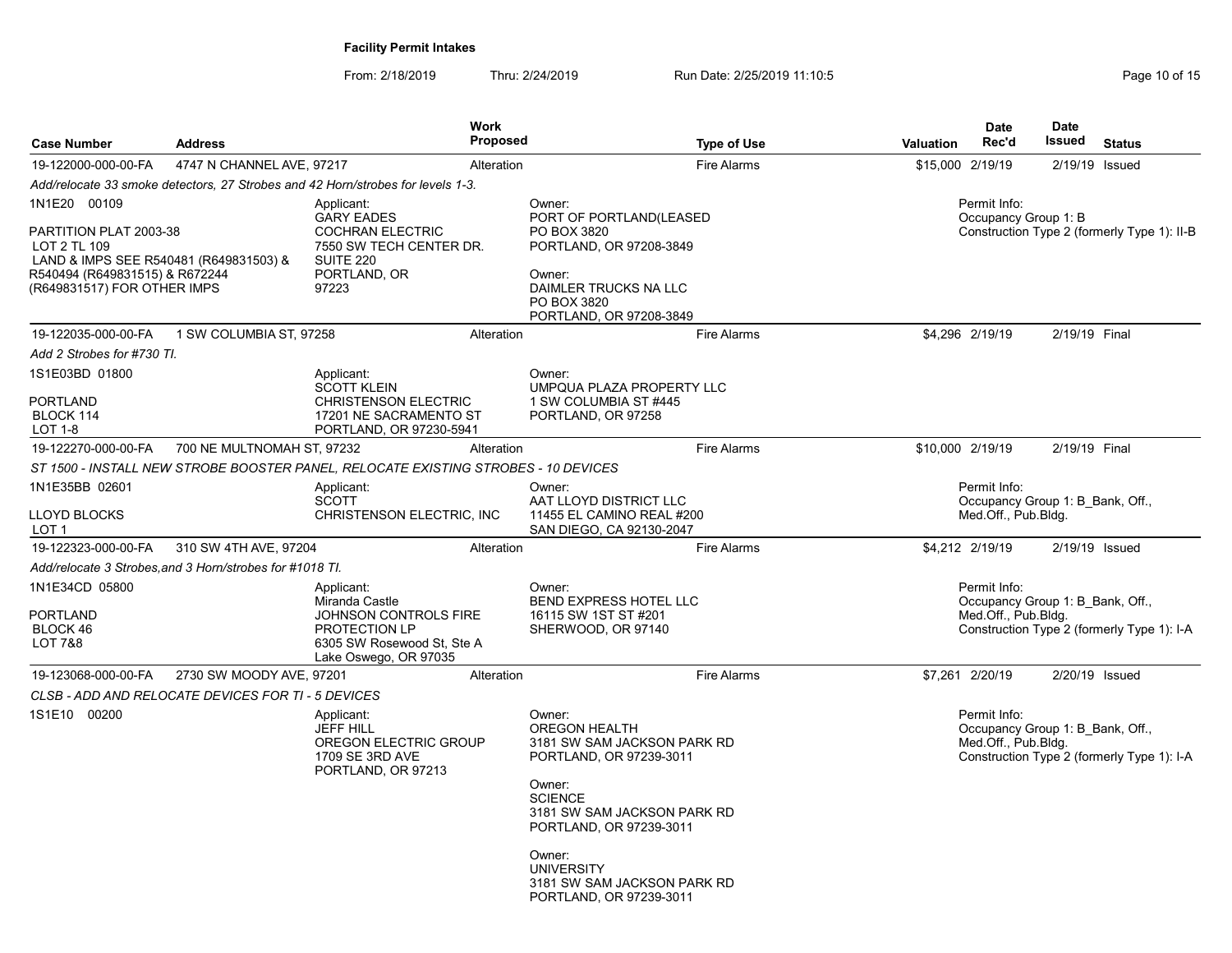**Facility Permit Intakes**

From: 2/18/2019 Thru: 2/24/2019 Run Date: 2/25/2019 11:10:5

| Case Number | Address | Work Proposed | Type of Use | Valuation | Date Rec'd | Date Issued | Status |
|---|---|---|---|---|---|---|---|
| 19-122000-000-00-FA | 4747 N CHANNEL AVE, 97217 | Alteration | Fire Alarms | $15,000 | 2/19/19 | 2/19/19 | Issued |

*Add/relocate 33 smoke detectors, 27 Strobes and 42 Horn/strobes for levels 1-3.*

1N1E20 00109

PARTITION PLAT 2003-38
LOT 2 TL 109
LAND & IMPS SEE R540481 (R649831503) & R540494 (R649831515) & R672244 (R649831517) FOR OTHER IMPS

Applicant:
GARY EADES
COCHRAN ELECTRIC
7550 SW TECH CENTER DR. SUITE 220
PORTLAND, OR 97223

Owner:
PORT OF PORTLAND(LEASED
PO BOX 3820
PORTLAND, OR 97208-3849

Owner:
DAIMLER TRUCKS NA LLC
PO BOX 3820
PORTLAND, OR 97208-3849

Permit Info:
Occupancy Group 1: B
Construction Type 2 (formerly Type 1): II-B

---

| Case Number | Address | Work Proposed | Type of Use | Valuation | Date Rec'd | Date Issued | Status |
|---|---|---|---|---|---|---|---|
| 19-122035-000-00-FA | 1 SW COLUMBIA ST, 97258 | Alteration | Fire Alarms | $4,296 | 2/19/19 | 2/19/19 | Final |

*Add 2 Strobes for #730 TI.*

1S1E03BD 01800

PORTLAND
BLOCK 114
LOT 1-8

Applicant:
SCOTT KLEIN
CHRISTENSON ELECTRIC
17201 NE SACRAMENTO ST
PORTLAND, OR 97230-5941

Owner:
UMPQUA PLAZA PROPERTY LLC
1 SW COLUMBIA ST #445
PORTLAND, OR 97258

---

| Case Number | Address | Work Proposed | Type of Use | Valuation | Date Rec'd | Date Issued | Status |
|---|---|---|---|---|---|---|---|
| 19-122270-000-00-FA | 700 NE MULTNOMAH ST, 97232 | Alteration | Fire Alarms | $10,000 | 2/19/19 | 2/19/19 | Final |

*ST 1500 - INSTALL NEW STROBE BOOSTER PANEL, RELOCATE EXISTING STROBES - 10 DEVICES*

1N1E35BB 02601

LLOYD BLOCKS
LOT 1

Applicant:
SCOTT
CHRISTENSON ELECTRIC, INC

Owner:
AAT LLOYD DISTRICT LLC
11455 EL CAMINO REAL #200
SAN DIEGO, CA 92130-2047

Permit Info:
Occupancy Group 1: B_Bank, Off., Med.Off., Pub.Bldg.

---

| Case Number | Address | Work Proposed | Type of Use | Valuation | Date Rec'd | Date Issued | Status |
|---|---|---|---|---|---|---|---|
| 19-122323-000-00-FA | 310 SW 4TH AVE, 97204 | Alteration | Fire Alarms | $4,212 | 2/19/19 | 2/19/19 | Issued |

*Add/relocate 3 Strobes,and 3 Horn/strobes for #1018 TI.*

1N1E34CD 05800

PORTLAND
BLOCK 46
LOT 7&8

Applicant:
Miranda Castle
JOHNSON CONTROLS FIRE PROTECTION LP
6305 SW Rosewood St, Ste A
Lake Oswego, OR 97035

Owner:
BEND EXPRESS HOTEL LLC
16115 SW 1ST ST #201
SHERWOOD, OR 97140

Permit Info:
Occupancy Group 1: B_Bank, Off., Med.Off., Pub.Bldg.
Construction Type 2 (formerly Type 1): I-A

---

| Case Number | Address | Work Proposed | Type of Use | Valuation | Date Rec'd | Date Issued | Status |
|---|---|---|---|---|---|---|---|
| 19-123068-000-00-FA | 2730 SW MOODY AVE, 97201 | Alteration | Fire Alarms | $7,261 | 2/20/19 | 2/20/19 | Issued |

*CLSB - ADD AND RELOCATE DEVICES FOR TI - 5 DEVICES*

1S1E10 00200

Applicant:
JEFF HILL
OREGON ELECTRIC GROUP
1709 SE 3RD AVE
PORTLAND, OR 97213

Owner:
OREGON HEALTH
3181 SW SAM JACKSON PARK RD
PORTLAND, OR 97239-3011

Owner:
SCIENCE
3181 SW SAM JACKSON PARK RD
PORTLAND, OR 97239-3011

Owner:
UNIVERSITY
3181 SW SAM JACKSON PARK RD
PORTLAND, OR 97239-3011

Permit Info:
Occupancy Group 1: B_Bank, Off., Med.Off., Pub.Bldg.
Construction Type 2 (formerly Type 1): I-A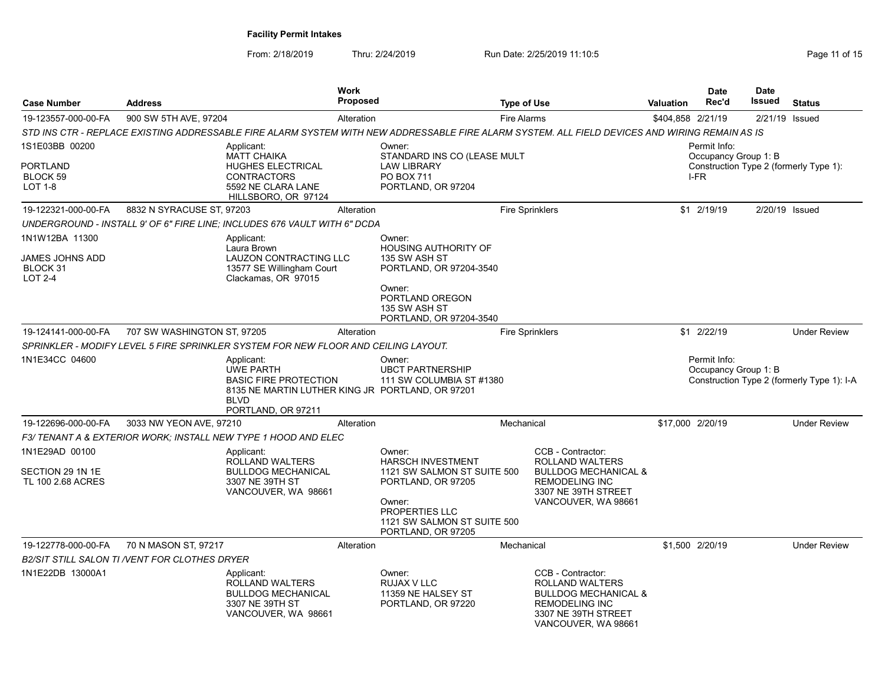**Facility Permit Intakes**

From: 2/18/2019 Thru: 2/24/2019 Run Date: 2/25/2019 11:10:5

| Case Number | Address | Work Proposed | Type of Use | Valuation | Date Rec'd | Date Issued | Status |
|---|---|---|---|---|---|---|---|
| 19-123557-000-00-FA | 900 SW 5TH AVE, 97204 | Alteration | Fire Alarms | $404,858 | 2/21/19 | 2/21/19 | Issued |

*STD INS CTR - REPLACE EXISTING ADDRESSABLE FIRE ALARM SYSTEM WITH NEW ADDRESSABLE FIRE ALARM SYSTEM. ALL FIELD DEVICES AND WIRING REMAIN AS IS*

1S1E03BB 00200
PORTLAND
BLOCK 59
LOT 1-8

Applicant:
MATT CHAIKA
HUGHES ELECTRICAL CONTRACTORS
5592 NE CLARA LANE
HILLSBORO, OR 97124

Owner:
STANDARD INS CO (LEASE MULT
LAW LIBRARY
PO BOX 711
PORTLAND, OR 97204

Permit Info:
Occupancy Group 1: B
Construction Type 2 (formerly Type 1): I-FR

---

| Case Number | Address | Work Proposed | Type of Use | Valuation | Date Rec'd | Date Issued | Status |
|---|---|---|---|---|---|---|---|
| 19-122321-000-00-FA | 8832 N SYRACUSE ST, 97203 | Alteration | Fire Sprinklers | $1 | 2/19/19 | 2/20/19 | Issued |

*UNDERGROUND - INSTALL 9' OF 6" FIRE LINE; INCLUDES 676 VAULT WITH 6" DCDA*

1N1W12BA 11300
JAMES JOHNS ADD
BLOCK 31
LOT 2-4

Applicant:
Laura Brown
LAUZON CONTRACTING LLC
13577 SE Willingham Court
Clackamas, OR 97015

Owner:
HOUSING AUTHORITY OF
135 SW ASH ST
PORTLAND, OR 97204-3540

Owner:
PORTLAND OREGON
135 SW ASH ST
PORTLAND, OR 97204-3540

---

| Case Number | Address | Work Proposed | Type of Use | Valuation | Date Rec'd | Date Issued | Status |
|---|---|---|---|---|---|---|---|
| 19-124141-000-00-FA | 707 SW WASHINGTON ST, 97205 | Alteration | Fire Sprinklers | $1 | 2/22/19 | | Under Review |

*SPRINKLER - MODIFY LEVEL 5 FIRE SPRINKLER SYSTEM FOR NEW FLOOR AND CEILING LAYOUT.*

1N1E34CC 04600

Applicant:
UWE PARTH
BASIC FIRE PROTECTION
8135 NE MARTIN LUTHER KING JR BLVD
PORTLAND, OR 97211

Owner:
UBCT PARTNERSHIP
111 SW COLUMBIA ST #1380
PORTLAND, OR 97201

Permit Info:
Occupancy Group 1: B
Construction Type 2 (formerly Type 1): I-A

---

| Case Number | Address | Work Proposed | Type of Use | Valuation | Date Rec'd | Date Issued | Status |
|---|---|---|---|---|---|---|---|
| 19-122696-000-00-FA | 3033 NW YEON AVE, 97210 | Alteration | Mechanical | $17,000 | 2/20/19 | | Under Review |

*F3/ TENANT A & EXTERIOR WORK; INSTALL NEW TYPE 1 HOOD AND ELEC*

1N1E29AD 00100
SECTION 29 1N 1E
TL 100 2.68 ACRES

Applicant:
ROLLAND WALTERS
BULLDOG MECHANICAL
3307 NE 39TH ST
VANCOUVER, WA 98661

Owner:
HARSCH INVESTMENT
1121 SW SALMON ST SUITE 500
PORTLAND, OR 97205

Owner:
PROPERTIES LLC
1121 SW SALMON ST SUITE 500
PORTLAND, OR 97205

CCB - Contractor:
ROLLAND WALTERS
BULLDOG MECHANICAL & REMODELING INC
3307 NE 39TH STREET
VANCOUVER, WA 98661

---

| Case Number | Address | Work Proposed | Type of Use | Valuation | Date Rec'd | Date Issued | Status |
|---|---|---|---|---|---|---|---|
| 19-122778-000-00-FA | 70 N MASON ST, 97217 | Alteration | Mechanical | $1,500 | 2/20/19 | | Under Review |

*B2/SIT STILL SALON TI /VENT FOR CLOTHES DRYER*

1N1E22DB 13000A1

Applicant:
ROLLAND WALTERS
BULLDOG MECHANICAL
3307 NE 39TH ST
VANCOUVER, WA 98661

Owner:
RUJAX V LLC
11359 NE HALSEY ST
PORTLAND, OR 97220

CCB - Contractor:
ROLLAND WALTERS
BULLDOG MECHANICAL & REMODELING INC
3307 NE 39TH STREET
VANCOUVER, WA 98661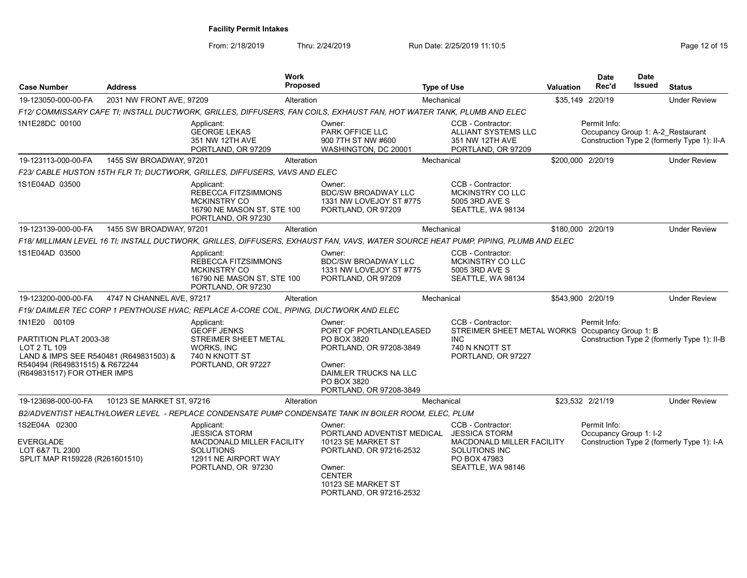**Facility Permit Intakes**

From: 2/18/2019 Thru: 2/24/2019 Run Date: 2/25/2019 11:10:5

| Case Number | Address | Work Proposed | Type of Use | Valuation | Date Rec'd | Date Issued | Status |
|---|---|---|---|---|---|---|---|
| 19-123050-000-00-FA | 2031 NW FRONT AVE, 97209 | Alteration | Mechanical | $35,149 | 2/20/19 | | Under Review |

*F12/ COMMISSARY CAFE TI; INSTALL DUCTWORK, GRILLES, DIFFUSERS, FAN COILS, EXHAUST FAN, HOT WATER TANK, PLUMB AND ELEC*

- 1N1E28DC 00100
- Applicant: GEORGE LEKAS, 351 NW 12TH AVE, PORTLAND, OR 97209
- Owner: PARK OFFICE LLC, 900 7TH ST NW #600, WASHINGTON, DC 20001
- CCB - Contractor: ALLIANT SYSTEMS LLC, 351 NW 12TH AVE, PORTLAND, OR 97209
- Permit Info: Occupancy Group 1: A-2_Restaurant; Construction Type 2 (formerly Type 1): II-A

| Case Number | Address | Work Proposed | Type of Use | Valuation | Date Rec'd | Date Issued | Status |
|---|---|---|---|---|---|---|---|
| 19-123113-000-00-FA | 1455 SW BROADWAY, 97201 | Alteration | Mechanical | $200,000 | 2/20/19 | | Under Review |

*F23/ CABLE HUSTON 15TH FLR TI; DUCTWORK, GRILLES, DIFFUSERS, VAVS AND ELEC*

- 1S1E04AD 03500
- Applicant: REBECCA FITZSIMMONS, MCKINSTRY CO, 16790 NE MASON ST, STE 100, PORTLAND, OR 97230
- Owner: BDC/SW BROADWAY LLC, 1331 NW LOVEJOY ST #775, PORTLAND, OR 97209
- CCB - Contractor: MCKINSTRY CO LLC, 5005 3RD AVE S, SEATTLE, WA 98134

| Case Number | Address | Work Proposed | Type of Use | Valuation | Date Rec'd | Date Issued | Status |
|---|---|---|---|---|---|---|---|
| 19-123139-000-00-FA | 1455 SW BROADWAY, 97201 | Alteration | Mechanical | $180,000 | 2/20/19 | | Under Review |

*F18/ MILLIMAN LEVEL 16 TI; INSTALL DUCTWORK, GRILLES, DIFFUSERS, EXHAUST FAN, VAVS, WATER SOURCE HEAT PUMP, PIPING, PLUMB AND ELEC*

- 1S1E04AD 03500
- Applicant: REBECCA FITZSIMMONS, MCKINSTRY CO, 16790 NE MASON ST, STE 100, PORTLAND, OR 97230
- Owner: BDC/SW BROADWAY LLC, 1331 NW LOVEJOY ST #775, PORTLAND, OR 97209
- CCB - Contractor: MCKINSTRY CO LLC, 5005 3RD AVE S, SEATTLE, WA 98134

| Case Number | Address | Work Proposed | Type of Use | Valuation | Date Rec'd | Date Issued | Status |
|---|---|---|---|---|---|---|---|
| 19-123200-000-00-FA | 4747 N CHANNEL AVE, 97217 | Alteration | Mechanical | $543,900 | 2/20/19 | | Under Review |

*F19/ DAIMLER TEC CORP 1 PENTHOUSE HVAC; REPLACE A-CORE COIL, PIPING, DUCTWORK AND ELEC*

- 1N1E20 00109
- PARTITION PLAT 2003-38, LOT 2 TL 109, LAND & IMPS SEE R540481 (R649831503) & R540494 (R649831515) & R672244 (R649831517) FOR OTHER IMPS
- Applicant: GEOFF JENKS, STREIMER SHEET METAL WORKS, INC, 740 N KNOTT ST, PORTLAND, OR 97227
- Owner: PORT OF PORTLAND(LEASED, PO BOX 3820, PORTLAND, OR 97208-3849
- Owner: DAIMLER TRUCKS NA LLC, PO BOX 3820, PORTLAND, OR 97208-3849
- CCB - Contractor: STREIMER SHEET METAL WORKS INC, 740 N KNOTT ST, PORTLAND, OR 97227
- Permit Info: Occupancy Group 1: B; Construction Type 2 (formerly Type 1): II-B

| Case Number | Address | Work Proposed | Type of Use | Valuation | Date Rec'd | Date Issued | Status |
|---|---|---|---|---|---|---|---|
| 19-123698-000-00-FA | 10123 SE MARKET ST, 97216 | Alteration | Mechanical | $23,532 | 2/21/19 | | Under Review |

*B2/ADVENTIST HEALTH/LOWER LEVEL - REPLACE CONDENSATE PUMP CONDENSATE TANK IN BOILER ROOM, ELEC, PLUM*

- 1S2E04A 02300
- EVERGLADE, LOT 6&7 TL 2300, SPLIT MAP R159228 (R261601510)
- Applicant: JESSICA STORM, MACDONALD MILLER FACILITY SOLUTIONS, 12911 NE AIRPORT WAY, PORTLAND, OR 97230
- Owner: PORTLAND ADVENTIST MEDICAL, 10123 SE MARKET ST, PORTLAND, OR 97216-2532
- Owner: CENTER, 10123 SE MARKET ST, PORTLAND, OR 97216-2532
- CCB - Contractor: JESSICA STORM, MACDONALD MILLER FACILITY SOLUTIONS INC, PO BOX 47983, SEATTLE, WA 98146
- Permit Info: Occupancy Group 1: I-2; Construction Type 2 (formerly Type 1): I-A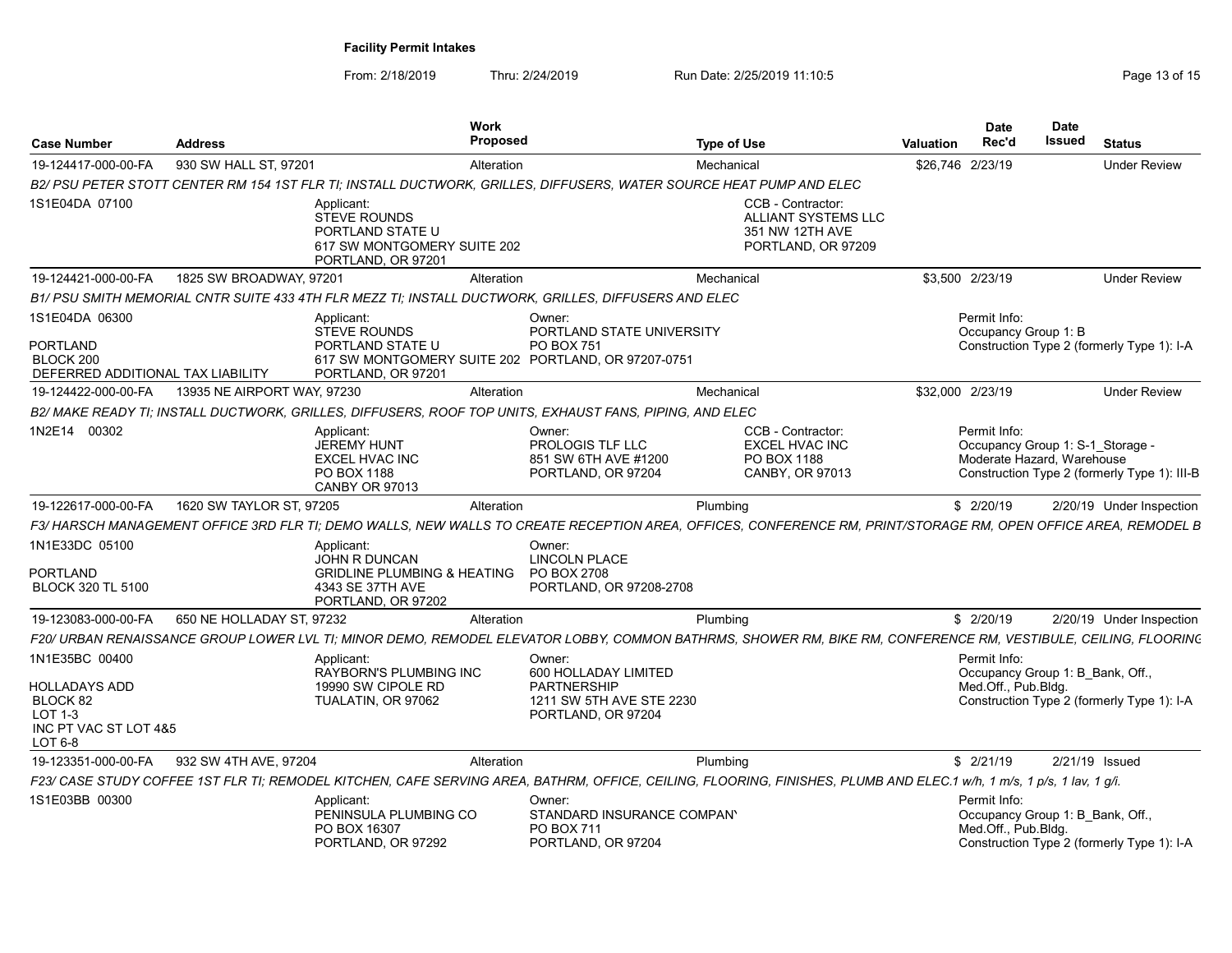**Facility Permit Intakes**

From: 2/18/2019 Thru: 2/24/2019 Run Date: 2/25/2019 11:10:5

| Case Number | Address | Work Proposed | Type of Use | Valuation | Date Rec'd | Date Issued | Status |
|---|---|---|---|---|---|---|---|
| 19-124417-000-00-FA | 930 SW HALL ST, 97201 | Alteration | Mechanical | $26,746 | 2/23/19 | | Under Review |
| *B2/ PSU PETER STOTT CENTER RM 154 1ST FLR TI; INSTALL DUCTWORK, GRILLES, DIFFUSERS, WATER SOURCE HEAT PUMP AND ELEC* | | | | | | | |
| 1S1E04DA 07100 | Applicant: STEVE ROUNDS PORTLAND STATE U 617 SW MONTGOMERY SUITE 202 PORTLAND, OR 97201 | | CCB - Contractor: ALLIANT SYSTEMS LLC 351 NW 12TH AVE PORTLAND, OR 97209 | | | | |
| 19-124421-000-00-FA | 1825 SW BROADWAY, 97201 | Alteration | Mechanical | $3,500 | 2/23/19 | | Under Review |
| *B1/ PSU SMITH MEMORIAL CNTR SUITE 433 4TH FLR MEZZ TI; INSTALL DUCTWORK, GRILLES, DIFFUSERS AND ELEC* | | | | | | | |
| 1S1E04DA 06300 PORTLAND BLOCK 200 DEFERRED ADDITIONAL TAX LIABILITY | Applicant: STEVE ROUNDS PORTLAND STATE U 617 SW MONTGOMERY SUITE 202 PORTLAND, OR 97201 | Owner: PORTLAND STATE UNIVERSITY PO BOX 751 PORTLAND, OR 97207-0751 | | | Permit Info: Occupancy Group 1: B Construction Type 2 (formerly Type 1): I-A | | |
| 19-124422-000-00-FA | 13935 NE AIRPORT WAY, 97230 | Alteration | Mechanical | $32,000 | 2/23/19 | | Under Review |
| *B2/ MAKE READY TI; INSTALL DUCTWORK, GRILLES, DIFFUSERS, ROOF TOP UNITS, EXHAUST FANS, PIPING, AND ELEC* | | | | | | | |
| 1N2E14 00302 | Applicant: JEREMY HUNT EXCEL HVAC INC PO BOX 1188 CANBY OR 97013 | Owner: PROLOGIS TLF LLC 851 SW 6TH AVE #1200 PORTLAND, OR 97204 | CCB - Contractor: EXCEL HVAC INC PO BOX 1188 CANBY, OR 97013 | | Permit Info: Occupancy Group 1: S-1_Storage - Moderate Hazard, Warehouse Construction Type 2 (formerly Type 1): III-B | | |
| 19-122617-000-00-FA | 1620 SW TAYLOR ST, 97205 | Alteration | Plumbing | $ | 2/20/19 | 2/20/19 | Under Inspection |
| *F3/ HARSCH MANAGEMENT OFFICE 3RD FLR TI; DEMO WALLS, NEW WALLS TO CREATE RECEPTION AREA, OFFICES, CONFERENCE RM, PRINT/STORAGE RM, OPEN OFFICE AREA, REMODEL B* | | | | | | | |
| 1N1E33DC 05100 PORTLAND BLOCK 320 TL 5100 | Applicant: JOHN R DUNCAN GRIDLINE PLUMBING & HEATING 4343 SE 37TH AVE PORTLAND, OR 97202 | Owner: LINCOLN PLACE PO BOX 2708 PORTLAND, OR 97208-2708 | | | | | |
| 19-123083-000-00-FA | 650 NE HOLLADAY ST, 97232 | Alteration | Plumbing | $ | 2/20/19 | 2/20/19 | Under Inspection |
| *F20/ URBAN RENAISSANCE GROUP LOWER LVL TI; MINOR DEMO, REMODEL ELEVATOR LOBBY, COMMON BATHRMS, SHOWER RM, BIKE RM, CONFERENCE RM, VESTIBULE, CEILING, FLOORING* | | | | | | | |
| 1N1E35BC 00400 HOLLADAYS ADD BLOCK 82 LOT 1-3 INC PT VAC ST LOT 4&5 LOT 6-8 | Applicant: RAYBORN'S PLUMBING INC 19990 SW CIPOLE RD TUALATIN, OR 97062 | Owner: 600 HOLLADAY LIMITED PARTNERSHIP 1211 SW 5TH AVE STE 2230 PORTLAND, OR 97204 | | | Permit Info: Occupancy Group 1: B_Bank, Off., Med.Off., Pub.Bldg. Construction Type 2 (formerly Type 1): I-A | | |
| 19-123351-000-00-FA | 932 SW 4TH AVE, 97204 | Alteration | Plumbing | $ | 2/21/19 | 2/21/19 | Issued |
| *F23/ CASE STUDY COFFEE 1ST FLR TI; REMODEL KITCHEN, CAFE SERVING AREA, BATHRM, OFFICE, CEILING, FLOORING, FINISHES, PLUMB AND ELEC.1 w/h, 1 m/s, 1 p/s, 1 lav, 1 g/i.* | | | | | | | |
| 1S1E03BB 00300 | Applicant: PENINSULA PLUMBING CO PO BOX 16307 PORTLAND, OR 97292 | Owner: STANDARD INSURANCE COMPANY PO BOX 711 PORTLAND, OR 97204 | | | Permit Info: Occupancy Group 1: B_Bank, Off., Med.Off., Pub.Bldg. Construction Type 2 (formerly Type 1): I-A | | |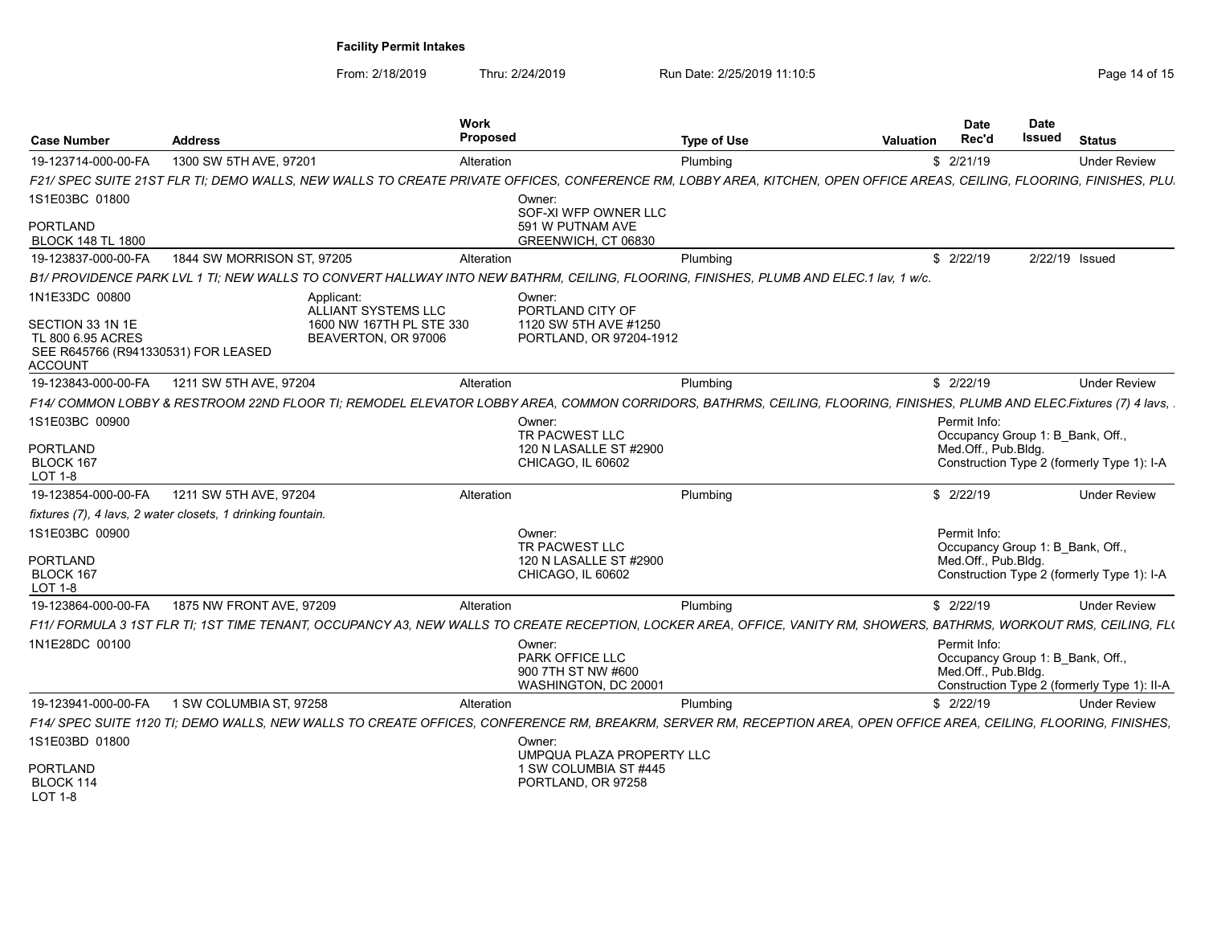**Facility Permit Intakes**

From: 2/18/2019 Thru: 2/24/2019 Run Date: 2/25/2019 11:10:5

| Case Number | Address | Work Proposed | Type of Use | Valuation | Date Rec'd | Date Issued | Status |
|---|---|---|---|---|---|---|---|
| 19-123714-000-00-FA | 1300 SW 5TH AVE, 97201 | Alteration | Plumbing | $ | 2/21/19 | | Under Review |
| *F21/ SPEC SUITE 21ST FLR TI; DEMO WALLS, NEW WALLS TO CREATE PRIVATE OFFICES, CONFERENCE RM, LOBBY AREA, KITCHEN, OPEN OFFICE AREAS, CEILING, FLOORING, FINISHES, PLU* | | | | | | | |
| 1S1E03BC 01800<br>PORTLAND<br>BLOCK 148 TL 1800 | | Owner:<br>SOF-XI WFP OWNER LLC<br>591 W PUTNAM AVE<br>GREENWICH, CT 06830 | | | | | |
| 19-123837-000-00-FA | 1844 SW MORRISON ST, 97205 | Alteration | Plumbing | $ | 2/22/19 | 2/22/19 | Issued |
| *B1/ PROVIDENCE PARK LVL 1 TI; NEW WALLS TO CONVERT HALLWAY INTO NEW BATHRM, CEILING, FLOORING, FINISHES, PLUMB AND ELEC.1 lav, 1 w/c.* | | | | | | | |
| 1N1E33DC 00800<br>SECTION 33 1N 1E<br>TL 800 6.95 ACRES<br>SEE R645766 (R941330531) FOR LEASED ACCOUNT | Applicant:<br>ALLIANT SYSTEMS LLC<br>1600 NW 167TH PL STE 330<br>BEAVERTON, OR 97006 | Owner:<br>PORTLAND CITY OF<br>1120 SW 5TH AVE #1250<br>PORTLAND, OR 97204-1912 | | | | | |
| 19-123843-000-00-FA | 1211 SW 5TH AVE, 97204 | Alteration | Plumbing | $ | 2/22/19 | | Under Review |
| *F14/ COMMON LOBBY & RESTROOM 22ND FLOOR TI; REMODEL ELEVATOR LOBBY AREA, COMMON CORRIDORS, BATHRMS, CEILING, FLOORING, FINISHES, PLUMB AND ELEC.Fixtures (7) 4 lavs,* | | | | | | | |
| 1S1E03BC 00900<br>PORTLAND<br>BLOCK 167<br>LOT 1-8 | | Owner:<br>TR PACWEST LLC<br>120 N LASALLE ST #2900<br>CHICAGO, IL 60602 | | | Permit Info:<br>Occupancy Group 1: B_Bank, Off., Med.Off., Pub.Bldg.<br>Construction Type 2 (formerly Type 1): I-A | | |
| 19-123854-000-00-FA | 1211 SW 5TH AVE, 97204 | Alteration | Plumbing | $ | 2/22/19 | | Under Review |
| *fixtures (7), 4 lavs, 2 water closets, 1 drinking fountain.* | | | | | | | |
| 1S1E03BC 00900<br>PORTLAND<br>BLOCK 167<br>LOT 1-8 | | Owner:<br>TR PACWEST LLC<br>120 N LASALLE ST #2900<br>CHICAGO, IL 60602 | | | Permit Info:<br>Occupancy Group 1: B_Bank, Off., Med.Off., Pub.Bldg.<br>Construction Type 2 (formerly Type 1): I-A | | |
| 19-123864-000-00-FA | 1875 NW FRONT AVE, 97209 | Alteration | Plumbing | $ | 2/22/19 | | Under Review |
| *F11/ FORMULA 3 1ST FLR TI; 1ST TIME TENANT, OCCUPANCY A3, NEW WALLS TO CREATE RECEPTION, LOCKER AREA, OFFICE, VANITY RM, SHOWERS, BATHRMS, WORKOUT RMS, CEILING, FL* | | | | | | | |
| 1N1E28DC 00100 | | Owner:<br>PARK OFFICE LLC<br>900 7TH ST NW #600<br>WASHINGTON, DC 20001 | | | Permit Info:<br>Occupancy Group 1: B_Bank, Off., Med.Off., Pub.Bldg.<br>Construction Type 2 (formerly Type 1): II-A | | |
| 19-123941-000-00-FA | 1 SW COLUMBIA ST, 97258 | Alteration | Plumbing | $ | 2/22/19 | | Under Review |
| *F14/ SPEC SUITE 1120 TI; DEMO WALLS, NEW WALLS TO CREATE OFFICES, CONFERENCE RM, BREAKRM, SERVER RM, RECEPTION AREA, OPEN OFFICE AREA, CEILING, FLOORING, FINISHES,* | | | | | | | |
| 1S1E03BD 01800<br>PORTLAND<br>BLOCK 114<br>LOT 1-8 | | Owner:<br>UMPQUA PLAZA PROPERTY LLC<br>1 SW COLUMBIA ST #445<br>PORTLAND, OR 97258 | | | | | |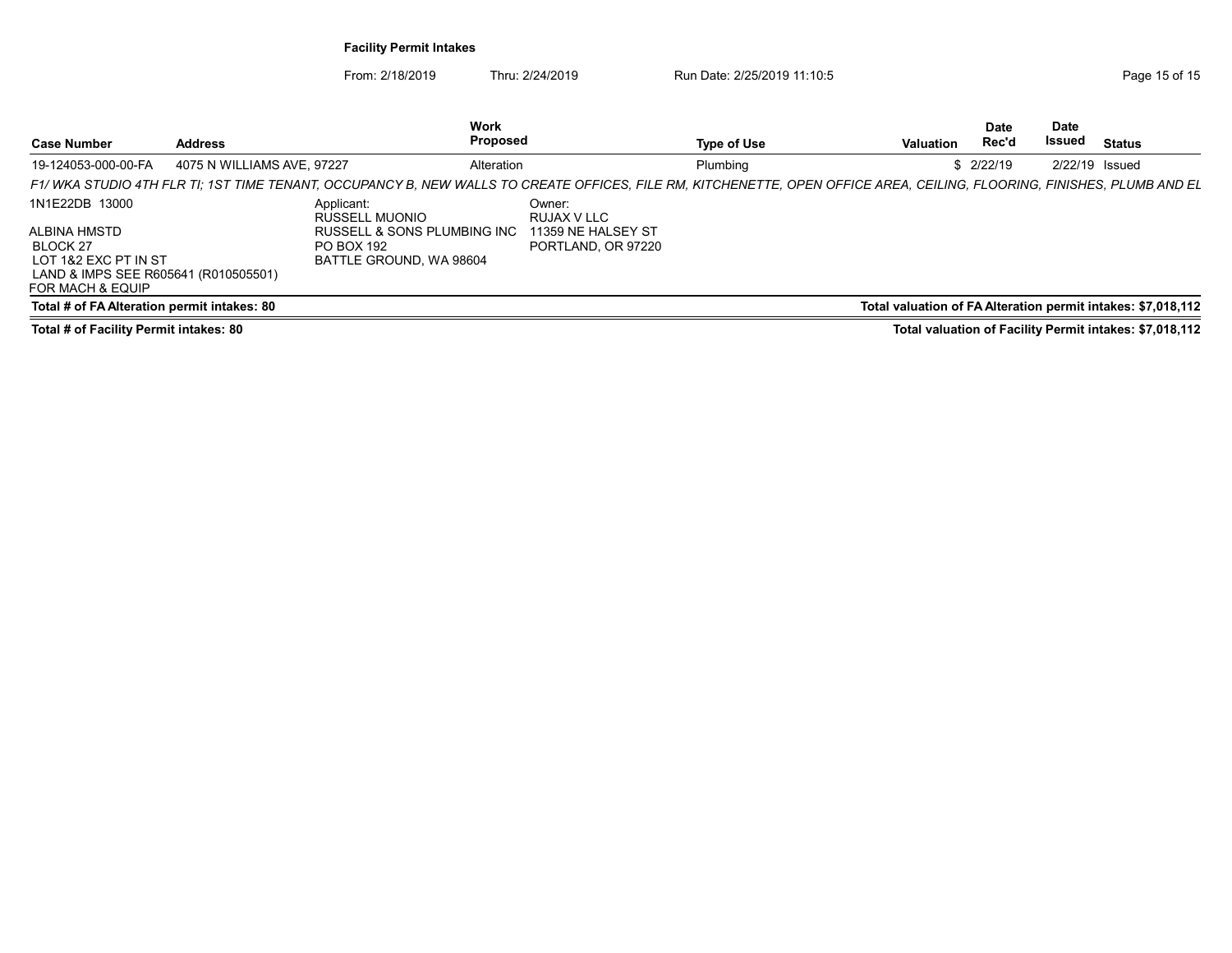**Facility Permit Intakes**

From: 2/18/2019 Thru: 2/24/2019 Run Date: 2/25/2019 11:10:5

| Case Number | Address | Work Proposed | Type of Use | Valuation | Date Rec'd | Date Issued | Status |
|---|---|---|---|---|---|---|---|
| 19-124053-000-00-FA | 4075 N WILLIAMS AVE, 97227 | Alteration | Plumbing | $ | 2/22/19 | 2/22/19 | Issued |

*F1/ WKA STUDIO 4TH FLR TI; 1ST TIME TENANT, OCCUPANCY B, NEW WALLS TO CREATE OFFICES, FILE RM, KITCHENETTE, OPEN OFFICE AREA, CEILING, FLOORING, FINISHES, PLUMB AND EL*

1N1E22DB 13000

ALBINA HMSTD
BLOCK 27
LOT 1&2 EXC PT IN ST
LAND & IMPS SEE R605641 (R010505501)
FOR MACH & EQUIP

Applicant:
RUSSELL MUONIO
RUSSELL & SONS PLUMBING INC
PO BOX 192
BATTLE GROUND, WA 98604

Owner:
RUJAX V LLC
11359 NE HALSEY ST
PORTLAND, OR 97220

**Total # of FA Alteration permit intakes: 80** — **Total valuation of FA Alteration permit intakes: $7,018,112**

**Total # of Facility Permit intakes: 80** — **Total valuation of Facility Permit intakes: $7,018,112**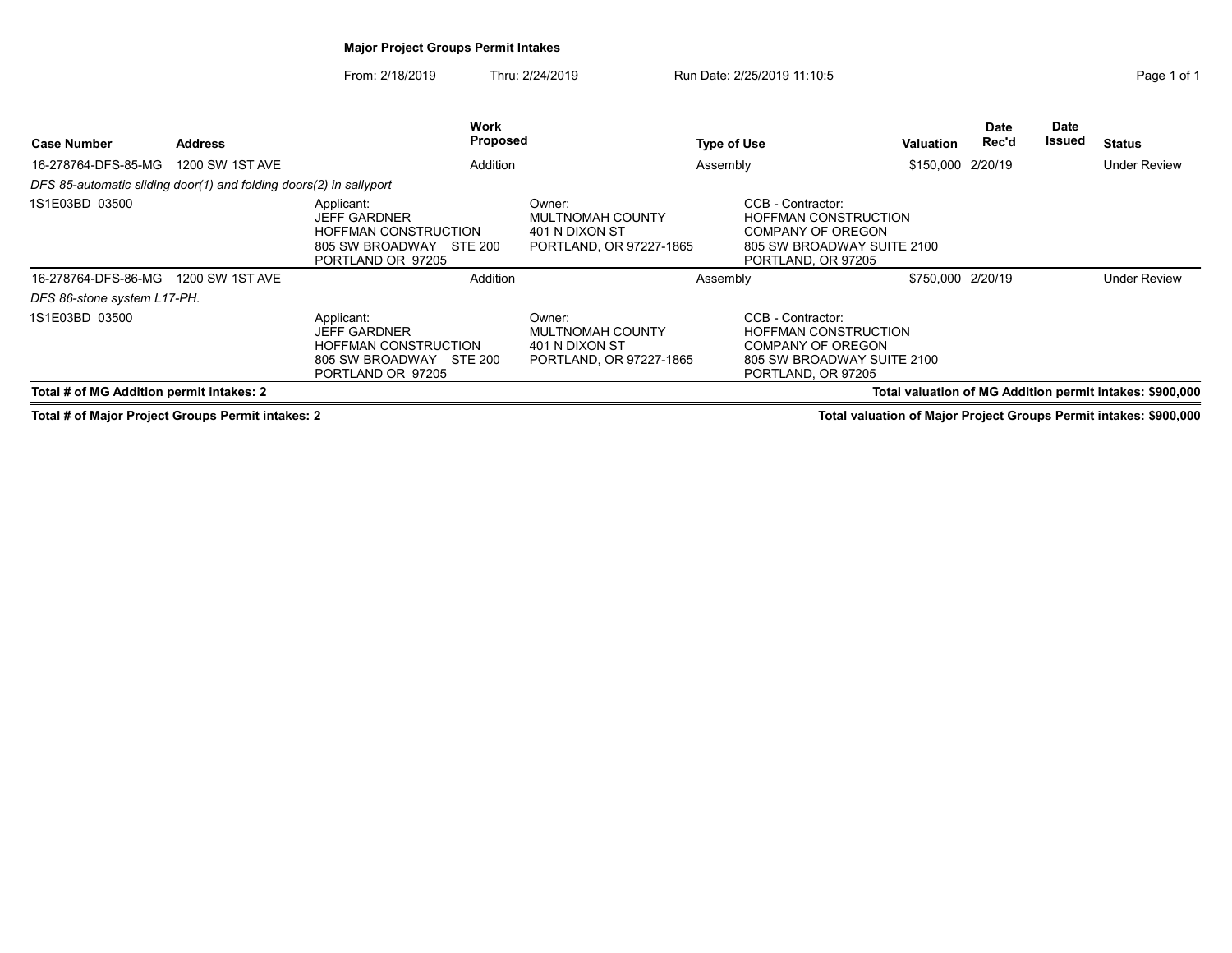## Major Project Groups Permit Intakes

From: 2/18/2019 Thru: 2/24/2019 Run Date: 2/25/2019 11:10:5

| Case Number | Address | Work Proposed | Type of Use | Valuation | Date Rec'd | Date Issued | Status |
|---|---|---|---|---|---|---|---|
| 16-278764-DFS-85-MG | 1200 SW 1ST AVE | Addition | Assembly | $150,000 | 2/20/19 | | Under Review |
| *DFS 85-automatic sliding door(1) and folding doors(2) in sallyport* | | | | | | | |
| 1S1E03BD 03500 | Applicant: JEFF GARDNER HOFFMAN CONSTRUCTION 805 SW BROADWAY STE 200 PORTLAND OR 97205 | Owner: MULTNOMAH COUNTY 401 N DIXON ST PORTLAND, OR 97227-1865 | CCB - Contractor: HOFFMAN CONSTRUCTION COMPANY OF OREGON 805 SW BROADWAY SUITE 2100 PORTLAND, OR 97205 | | | | |
| 16-278764-DFS-86-MG | 1200 SW 1ST AVE | Addition | Assembly | $750,000 | 2/20/19 | | Under Review |
| *DFS 86-stone system L17-PH.* | | | | | | | |
| 1S1E03BD 03500 | Applicant: JEFF GARDNER HOFFMAN CONSTRUCTION 805 SW BROADWAY STE 200 PORTLAND OR 97205 | Owner: MULTNOMAH COUNTY 401 N DIXON ST PORTLAND, OR 97227-1865 | CCB - Contractor: HOFFMAN CONSTRUCTION COMPANY OF OREGON 805 SW BROADWAY SUITE 2100 PORTLAND, OR 97205 | | | | |

**Total # of MG Addition permit intakes: 2** — **Total valuation of MG Addition permit intakes: $900,000**

**Total # of Major Project Groups Permit intakes: 2** — **Total valuation of Major Project Groups Permit intakes: $900,000**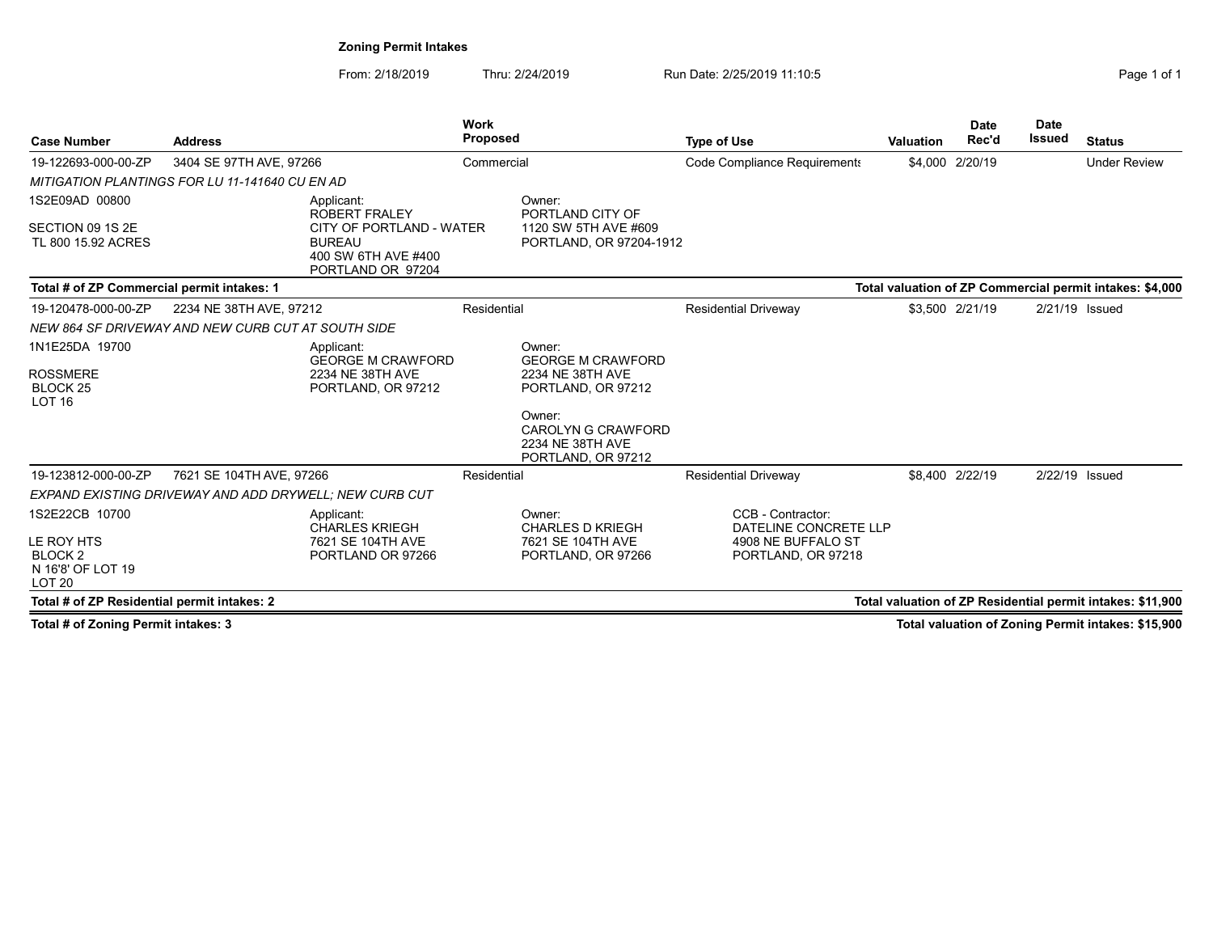# Zoning Permit Intakes

From: 2/18/2019 Thru: 2/24/2019 Run Date: 2/25/2019 11:10:5

| Case Number | Address | Work Proposed | Type of Use | Valuation | Date Rec'd | Date Issued | Status |
|---|---|---|---|---|---|---|---|
| 19-122693-000-00-ZP | 3404 SE 97TH AVE, 97266 | Commercial | Code Compliance Requirements | $4,000 | 2/20/19 | | Under Review |
| *MITIGATION PLANTINGS FOR LU 11-141640 CU EN AD* | | | | | | | |
| 1S2E09AD 00800<br>SECTION 09 1S 2E<br>TL 800 15.92 ACRES | Applicant:<br>ROBERT FRALEY<br>CITY OF PORTLAND - WATER BUREAU<br>400 SW 6TH AVE #400<br>PORTLAND OR 97204 | Owner:<br>PORTLAND CITY OF<br>1120 SW 5TH AVE #609<br>PORTLAND, OR 97204-1912 | | | | | |
| **Total # of ZP Commercial permit intakes: 1** | | | | **Total valuation of ZP Commercial permit intakes: $4,000** | | | |
| 19-120478-000-00-ZP | 2234 NE 38TH AVE, 97212 | Residential | Residential Driveway | $3,500 | 2/21/19 | 2/21/19 | Issued |
| *NEW 864 SF DRIVEWAY AND NEW CURB CUT AT SOUTH SIDE* | | | | | | | |
| 1N1E25DA 19700<br>ROSSMERE<br>BLOCK 25<br>LOT 16 | Applicant:<br>GEORGE M CRAWFORD<br>2234 NE 38TH AVE<br>PORTLAND, OR 97212 | Owner:<br>GEORGE M CRAWFORD<br>2234 NE 38TH AVE<br>PORTLAND, OR 97212<br><br>Owner:<br>CAROLYN G CRAWFORD<br>2234 NE 38TH AVE<br>PORTLAND, OR 97212 | | | | | |
| 19-123812-000-00-ZP | 7621 SE 104TH AVE, 97266 | Residential | Residential Driveway | $8,400 | 2/22/19 | 2/22/19 | Issued |
| *EXPAND EXISTING DRIVEWAY AND ADD DRYWELL; NEW CURB CUT* | | | | | | | |
| 1S2E22CB 10700<br>LE ROY HTS<br>BLOCK 2<br>N 16'8' OF LOT 19<br>LOT 20 | Applicant:<br>CHARLES KRIEGH<br>7621 SE 104TH AVE<br>PORTLAND OR 97266 | Owner:<br>CHARLES D KRIEGH<br>7621 SE 104TH AVE<br>PORTLAND, OR 97266 | CCB - Contractor:<br>DATELINE CONCRETE LLP<br>4908 NE BUFFALO ST<br>PORTLAND, OR 97218 | | | | |
| **Total # of ZP Residential permit intakes: 2** | | | | **Total valuation of ZP Residential permit intakes: $11,900** | | | |
| **Total # of Zoning Permit intakes: 3** | | | | **Total valuation of Zoning Permit intakes: $15,900** | | | |